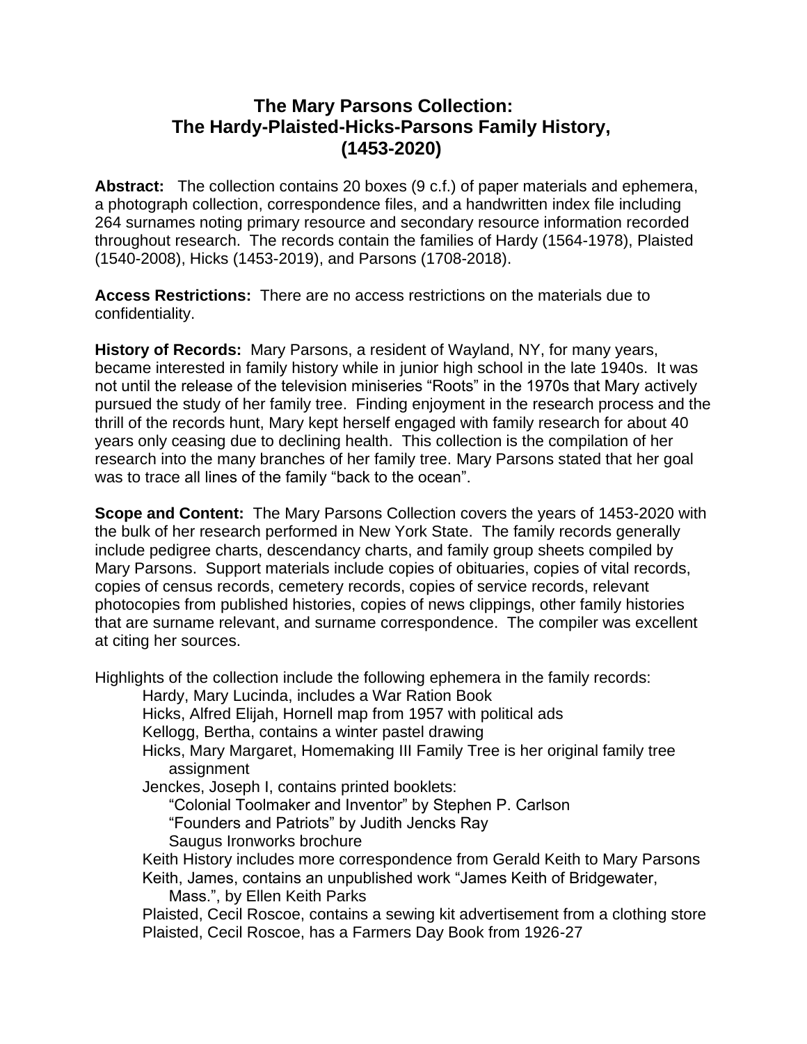# The Mary Parsons Collection: The Hardy-Plaisted-Hicks-Parsons Family History, (1453-2020)

**Abstract:** The collection contains 20 boxes (9 c.f.) of paper materials and ephemera, a photograph collection, correspondence files, and a handwritten index file including 264 surnames noting primary resource and secondary resource information recorded throughout research. The records contain the families of Hardy (1564-1978), Plaisted (1540-2008), Hicks (1453-2019), and Parsons (1708-2018).

**Access Restrictions:** There are no access restrictions on the materials due to confidentiality.

**History of Records:** Mary Parsons, a resident of Wayland, NY, for many years, became interested in family history while in junior high school in the late 1940s. It was not until the release of the television miniseries "Roots" in the 1970s that Mary actively pursued the study of her family tree. Finding enjoyment in the research process and the thrill of the records hunt, Mary kept herself engaged with family research for about 40 years only ceasing due to declining health. This collection is the compilation of her research into the many branches of her family tree. Mary Parsons stated that her goal was to trace all lines of the family "back to the ocean".

**Scope and Content:** The Mary Parsons Collection covers the years of 1453-2020 with the bulk of her research performed in New York State. The family records generally include pedigree charts, descendancy charts, and family group sheets compiled by Mary Parsons. Support materials include copies of obituaries, copies of vital records, copies of census records, cemetery records, copies of service records, relevant photocopies from published histories, copies of news clippings, other family histories that are surname relevant, and surname correspondence. The compiler was excellent at citing her sources.

Highlights of the collection include the following ephemera in the family records:

- Hardy, Mary Lucinda, includes a War Ration Book
- Hicks, Alfred Elijah, Hornell map from 1957 with political ads
- Kellogg, Bertha, contains a winter pastel drawing
- Hicks, Mary Margaret, Homemaking III Family Tree is her original family tree assignment
- Jenckes, Joseph I, contains printed booklets:
  - "Colonial Toolmaker and Inventor" by Stephen P. Carlson
  - "Founders and Patriots" by Judith Jencks Ray
  - Saugus Ironworks brochure
- Keith History includes more correspondence from Gerald Keith to Mary Parsons
- Keith, James, contains an unpublished work "James Keith of Bridgewater, Mass.", by Ellen Keith Parks
- Plaisted, Cecil Roscoe, contains a sewing kit advertisement from a clothing store
- Plaisted, Cecil Roscoe, has a Farmers Day Book from 1926-27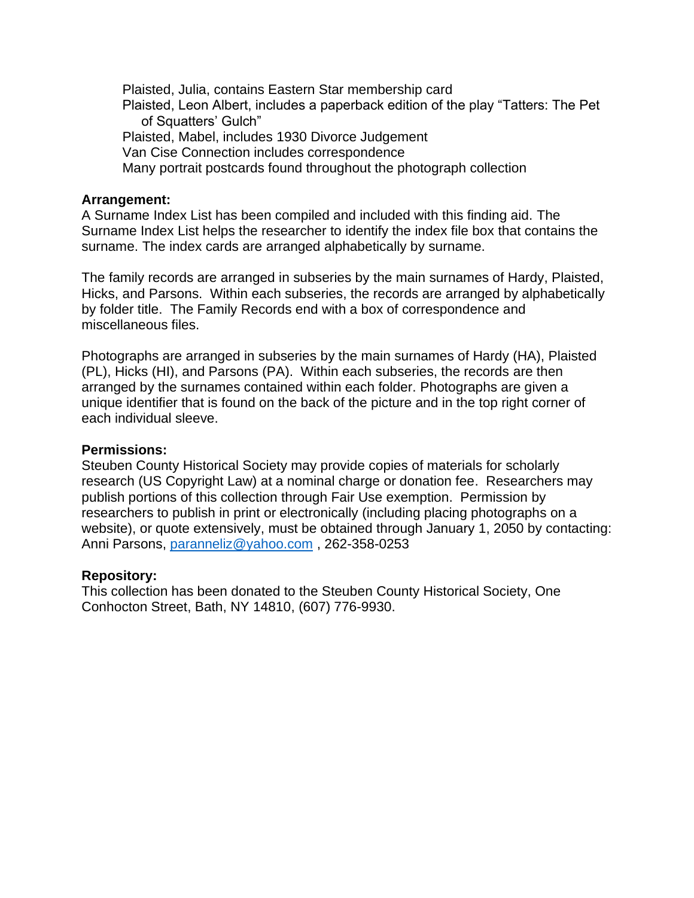Plaisted, Julia, contains Eastern Star membership card
Plaisted, Leon Albert, includes a paperback edition of the play “Tatters: The Pet of Squatters’ Gulch”
Plaisted, Mabel, includes 1930 Divorce Judgement
Van Cise Connection includes correspondence
Many portrait postcards found throughout the photograph collection

**Arrangement:**
A Surname Index List has been compiled and included with this finding aid. The Surname Index List helps the researcher to identify the index file box that contains the surname. The index cards are arranged alphabetically by surname.

The family records are arranged in subseries by the main surnames of Hardy, Plaisted, Hicks, and Parsons. Within each subseries, the records are arranged by alphabetically by folder title. The Family Records end with a box of correspondence and miscellaneous files.

Photographs are arranged in subseries by the main surnames of Hardy (HA), Plaisted (PL), Hicks (HI), and Parsons (PA). Within each subseries, the records are then arranged by the surnames contained within each folder. Photographs are given a unique identifier that is found on the back of the picture and in the top right corner of each individual sleeve.

**Permissions:**
Steuben County Historical Society may provide copies of materials for scholarly research (US Copyright Law) at a nominal charge or donation fee. Researchers may publish portions of this collection through Fair Use exemption. Permission by researchers to publish in print or electronically (including placing photographs on a website), or quote extensively, must be obtained through January 1, 2050 by contacting: Anni Parsons, paranneliz@yahoo.com , 262-358-0253

**Repository:**
This collection has been donated to the Steuben County Historical Society, One Conhocton Street, Bath, NY 14810, (607) 776-9930.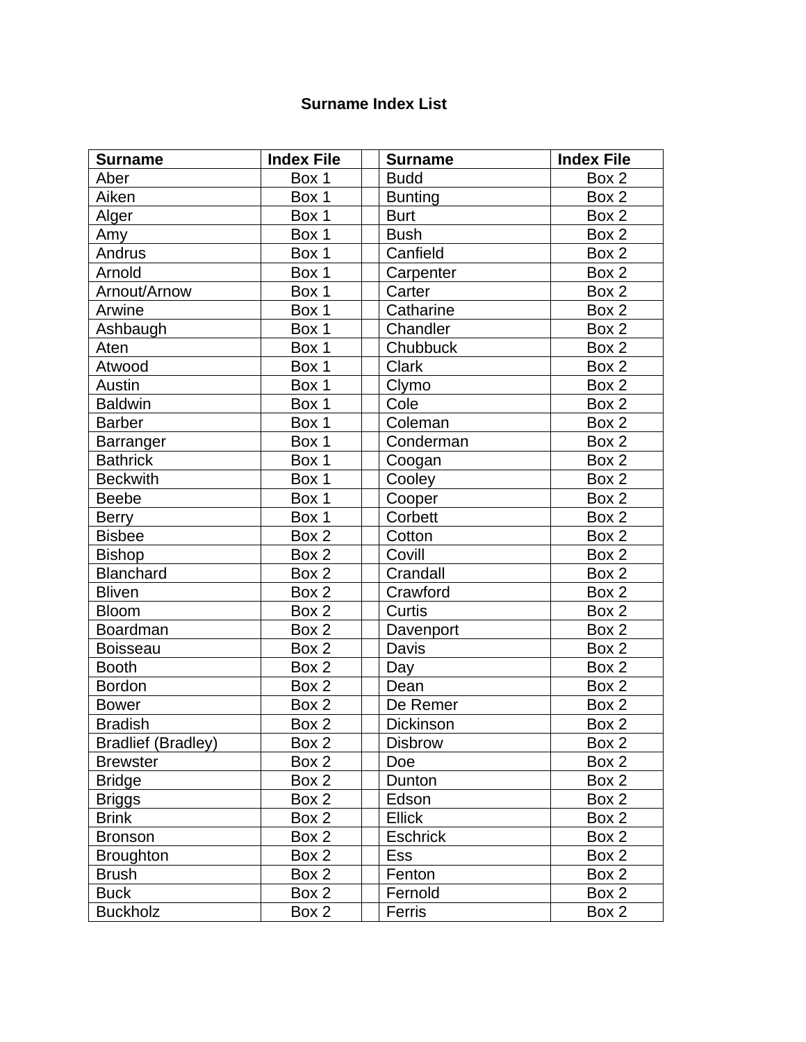**Surname Index List**

| Surname | Index File | | Surname | Index File |
|---|---|---|---|---|
| Aber | Box 1 | | Budd | Box 2 |
| Aiken | Box 1 | | Bunting | Box 2 |
| Alger | Box 1 | | Burt | Box 2 |
| Amy | Box 1 | | Bush | Box 2 |
| Andrus | Box 1 | | Canfield | Box 2 |
| Arnold | Box 1 | | Carpenter | Box 2 |
| Arnout/Arnow | Box 1 | | Carter | Box 2 |
| Arwine | Box 1 | | Catharine | Box 2 |
| Ashbaugh | Box 1 | | Chandler | Box 2 |
| Aten | Box 1 | | Chubbuck | Box 2 |
| Atwood | Box 1 | | Clark | Box 2 |
| Austin | Box 1 | | Clymo | Box 2 |
| Baldwin | Box 1 | | Cole | Box 2 |
| Barber | Box 1 | | Coleman | Box 2 |
| Barranger | Box 1 | | Conderman | Box 2 |
| Bathrick | Box 1 | | Coogan | Box 2 |
| Beckwith | Box 1 | | Cooley | Box 2 |
| Beebe | Box 1 | | Cooper | Box 2 |
| Berry | Box 1 | | Corbett | Box 2 |
| Bisbee | Box 2 | | Cotton | Box 2 |
| Bishop | Box 2 | | Covill | Box 2 |
| Blanchard | Box 2 | | Crandall | Box 2 |
| Bliven | Box 2 | | Crawford | Box 2 |
| Bloom | Box 2 | | Curtis | Box 2 |
| Boardman | Box 2 | | Davenport | Box 2 |
| Boisseau | Box 2 | | Davis | Box 2 |
| Booth | Box 2 | | Day | Box 2 |
| Bordon | Box 2 | | Dean | Box 2 |
| Bower | Box 2 | | De Remer | Box 2 |
| Bradish | Box 2 | | Dickinson | Box 2 |
| Bradlief (Bradley) | Box 2 | | Disbrow | Box 2 |
| Brewster | Box 2 | | Doe | Box 2 |
| Bridge | Box 2 | | Dunton | Box 2 |
| Briggs | Box 2 | | Edson | Box 2 |
| Brink | Box 2 | | Ellick | Box 2 |
| Bronson | Box 2 | | Eschrick | Box 2 |
| Broughton | Box 2 | | Ess | Box 2 |
| Brush | Box 2 | | Fenton | Box 2 |
| Buck | Box 2 | | Fernold | Box 2 |
| Buckholz | Box 2 | | Ferris | Box 2 |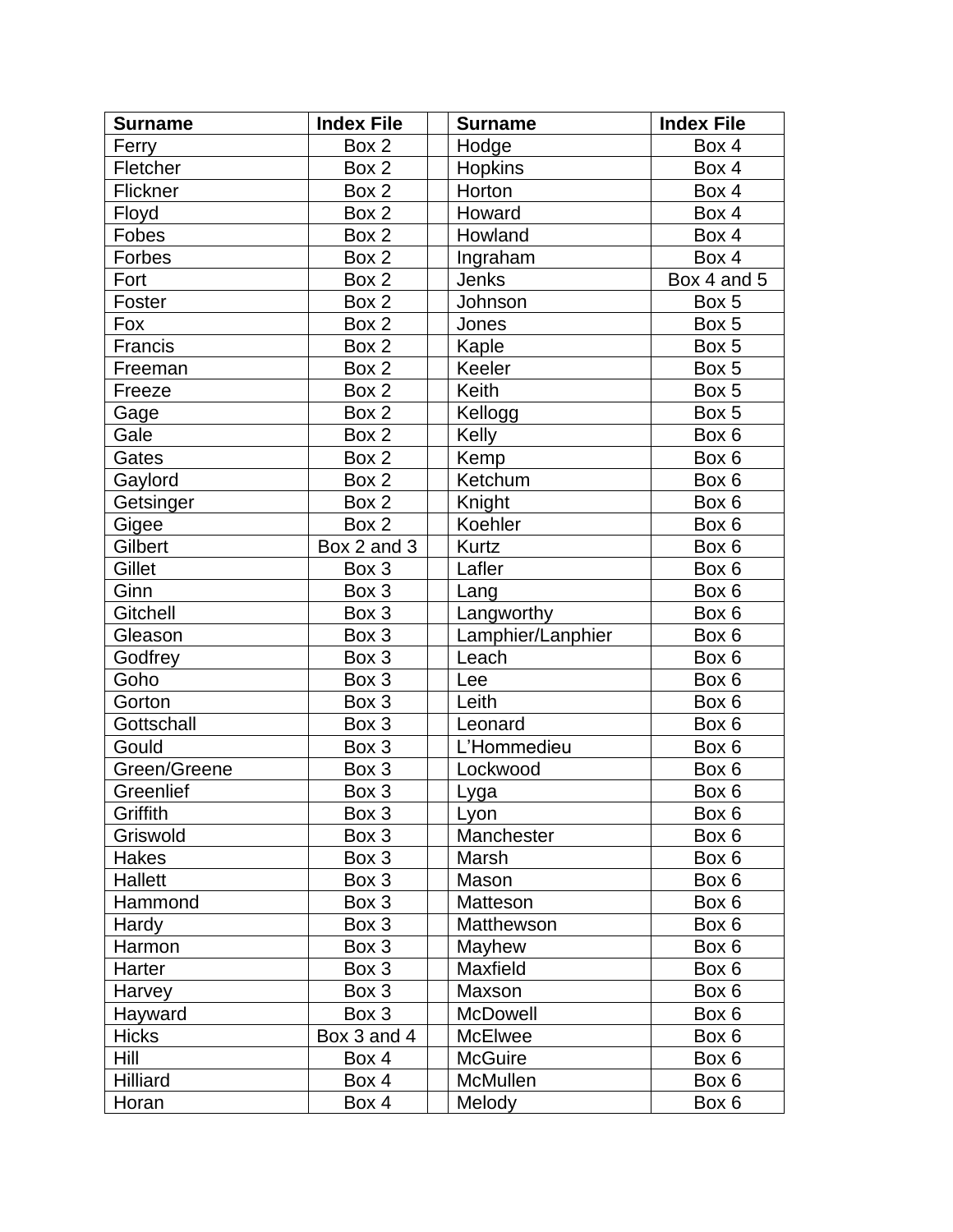| Surname | Index File | | Surname | Index File |
|---|---|---|---|---|
| Ferry | Box 2 | | Hodge | Box 4 |
| Fletcher | Box 2 | | Hopkins | Box 4 |
| Flickner | Box 2 | | Horton | Box 4 |
| Floyd | Box 2 | | Howard | Box 4 |
| Fobes | Box 2 | | Howland | Box 4 |
| Forbes | Box 2 | | Ingraham | Box 4 |
| Fort | Box 2 | | Jenks | Box 4 and 5 |
| Foster | Box 2 | | Johnson | Box 5 |
| Fox | Box 2 | | Jones | Box 5 |
| Francis | Box 2 | | Kaple | Box 5 |
| Freeman | Box 2 | | Keeler | Box 5 |
| Freeze | Box 2 | | Keith | Box 5 |
| Gage | Box 2 | | Kellogg | Box 5 |
| Gale | Box 2 | | Kelly | Box 6 |
| Gates | Box 2 | | Kemp | Box 6 |
| Gaylord | Box 2 | | Ketchum | Box 6 |
| Getsinger | Box 2 | | Knight | Box 6 |
| Gigee | Box 2 | | Koehler | Box 6 |
| Gilbert | Box 2 and 3 | | Kurtz | Box 6 |
| Gillet | Box 3 | | Lafler | Box 6 |
| Ginn | Box 3 | | Lang | Box 6 |
| Gitchell | Box 3 | | Langworthy | Box 6 |
| Gleason | Box 3 | | Lamphier/Lanphier | Box 6 |
| Godfrey | Box 3 | | Leach | Box 6 |
| Goho | Box 3 | | Lee | Box 6 |
| Gorton | Box 3 | | Leith | Box 6 |
| Gottschall | Box 3 | | Leonard | Box 6 |
| Gould | Box 3 | | L'Hommedieu | Box 6 |
| Green/Greene | Box 3 | | Lockwood | Box 6 |
| Greenlief | Box 3 | | Lyga | Box 6 |
| Griffith | Box 3 | | Lyon | Box 6 |
| Griswold | Box 3 | | Manchester | Box 6 |
| Hakes | Box 3 | | Marsh | Box 6 |
| Hallett | Box 3 | | Mason | Box 6 |
| Hammond | Box 3 | | Matteson | Box 6 |
| Hardy | Box 3 | | Matthewson | Box 6 |
| Harmon | Box 3 | | Mayhew | Box 6 |
| Harter | Box 3 | | Maxfield | Box 6 |
| Harvey | Box 3 | | Maxson | Box 6 |
| Hayward | Box 3 | | McDowell | Box 6 |
| Hicks | Box 3 and 4 | | McElwee | Box 6 |
| Hill | Box 4 | | McGuire | Box 6 |
| Hilliard | Box 4 | | McMullen | Box 6 |
| Horan | Box 4 | | Melody | Box 6 |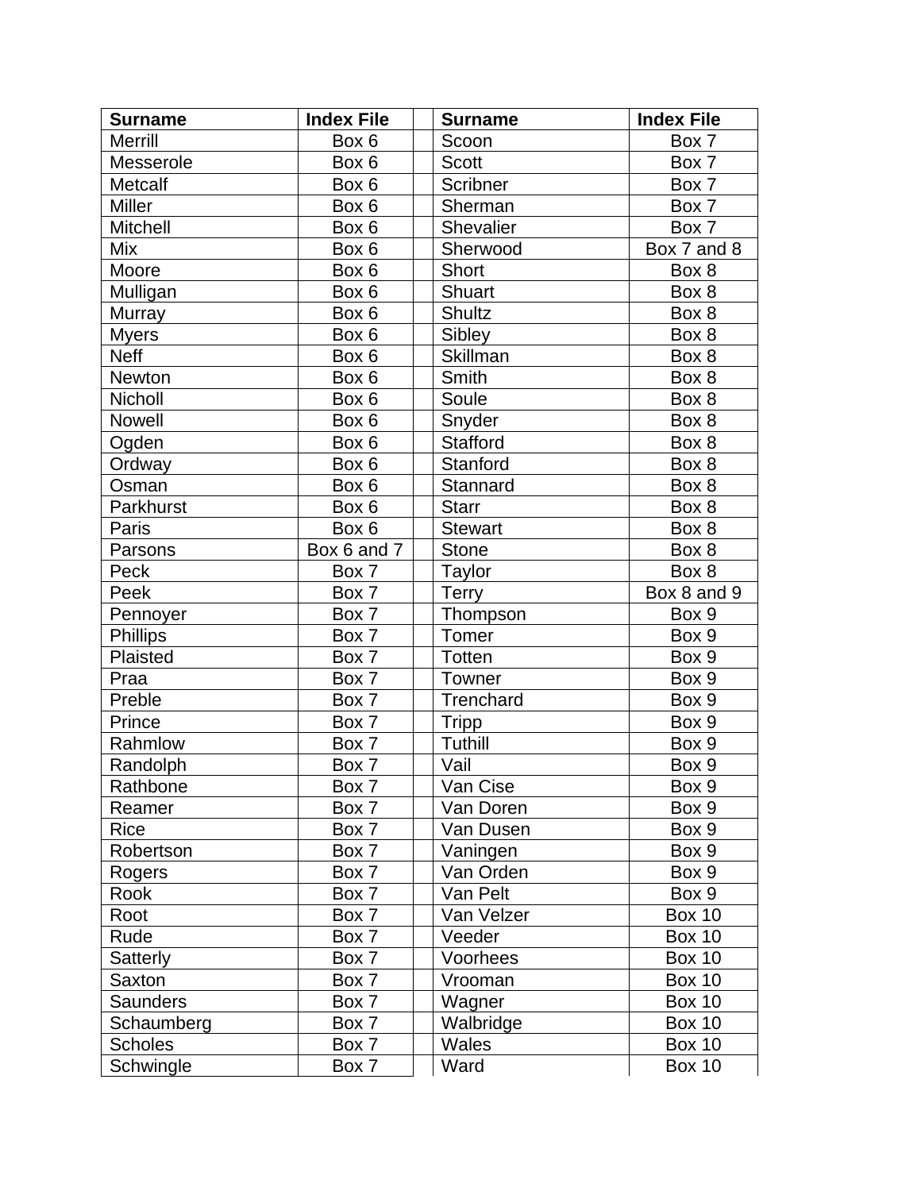| Surname | Index File | | Surname | Index File |
|---|---|---|---|---|
| Merrill | Box 6 | | Scoon | Box 7 |
| Messerole | Box 6 | | Scott | Box 7 |
| Metcalf | Box 6 | | Scribner | Box 7 |
| Miller | Box 6 | | Sherman | Box 7 |
| Mitchell | Box 6 | | Shevalier | Box 7 |
| Mix | Box 6 | | Sherwood | Box 7 and 8 |
| Moore | Box 6 | | Short | Box 8 |
| Mulligan | Box 6 | | Shuart | Box 8 |
| Murray | Box 6 | | Shultz | Box 8 |
| Myers | Box 6 | | Sibley | Box 8 |
| Neff | Box 6 | | Skillman | Box 8 |
| Newton | Box 6 | | Smith | Box 8 |
| Nicholl | Box 6 | | Soule | Box 8 |
| Nowell | Box 6 | | Snyder | Box 8 |
| Ogden | Box 6 | | Stafford | Box 8 |
| Ordway | Box 6 | | Stanford | Box 8 |
| Osman | Box 6 | | Stannard | Box 8 |
| Parkhurst | Box 6 | | Starr | Box 8 |
| Paris | Box 6 | | Stewart | Box 8 |
| Parsons | Box 6 and 7 | | Stone | Box 8 |
| Peck | Box 7 | | Taylor | Box 8 |
| Peek | Box 7 | | Terry | Box 8 and 9 |
| Pennoyer | Box 7 | | Thompson | Box 9 |
| Phillips | Box 7 | | Tomer | Box 9 |
| Plaisted | Box 7 | | Totten | Box 9 |
| Praa | Box 7 | | Towner | Box 9 |
| Preble | Box 7 | | Trenchard | Box 9 |
| Prince | Box 7 | | Tripp | Box 9 |
| Rahmlow | Box 7 | | Tuthill | Box 9 |
| Randolph | Box 7 | | Vail | Box 9 |
| Rathbone | Box 7 | | Van Cise | Box 9 |
| Reamer | Box 7 | | Van Doren | Box 9 |
| Rice | Box 7 | | Van Dusen | Box 9 |
| Robertson | Box 7 | | Vaningen | Box 9 |
| Rogers | Box 7 | | Van Orden | Box 9 |
| Rook | Box 7 | | Van Pelt | Box 9 |
| Root | Box 7 | | Van Velzer | Box 10 |
| Rude | Box 7 | | Veeder | Box 10 |
| Satterly | Box 7 | | Voorhees | Box 10 |
| Saxton | Box 7 | | Vrooman | Box 10 |
| Saunders | Box 7 | | Wagner | Box 10 |
| Schaumberg | Box 7 | | Walbridge | Box 10 |
| Scholes | Box 7 | | Wales | Box 10 |
| Schwingle | Box 7 | | Ward | Box 10 |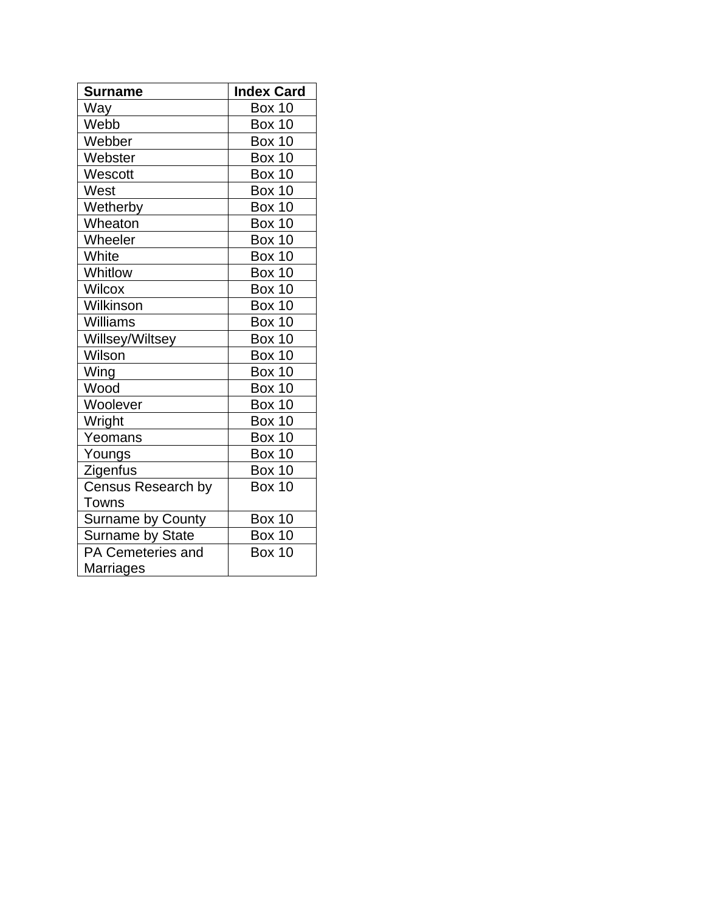| Surname | Index Card |
|---|---|
| Way | Box 10 |
| Webb | Box 10 |
| Webber | Box 10 |
| Webster | Box 10 |
| Wescott | Box 10 |
| West | Box 10 |
| Wetherby | Box 10 |
| Wheaton | Box 10 |
| Wheeler | Box 10 |
| White | Box 10 |
| Whitlow | Box 10 |
| Wilcox | Box 10 |
| Wilkinson | Box 10 |
| Williams | Box 10 |
| Willsey/Wiltsey | Box 10 |
| Wilson | Box 10 |
| Wing | Box 10 |
| Wood | Box 10 |
| Woolever | Box 10 |
| Wright | Box 10 |
| Yeomans | Box 10 |
| Youngs | Box 10 |
| Zigenfus | Box 10 |
| Census Research by Towns | Box 10 |
| Surname by County | Box 10 |
| Surname by State | Box 10 |
| PA Cemeteries and Marriages | Box 10 |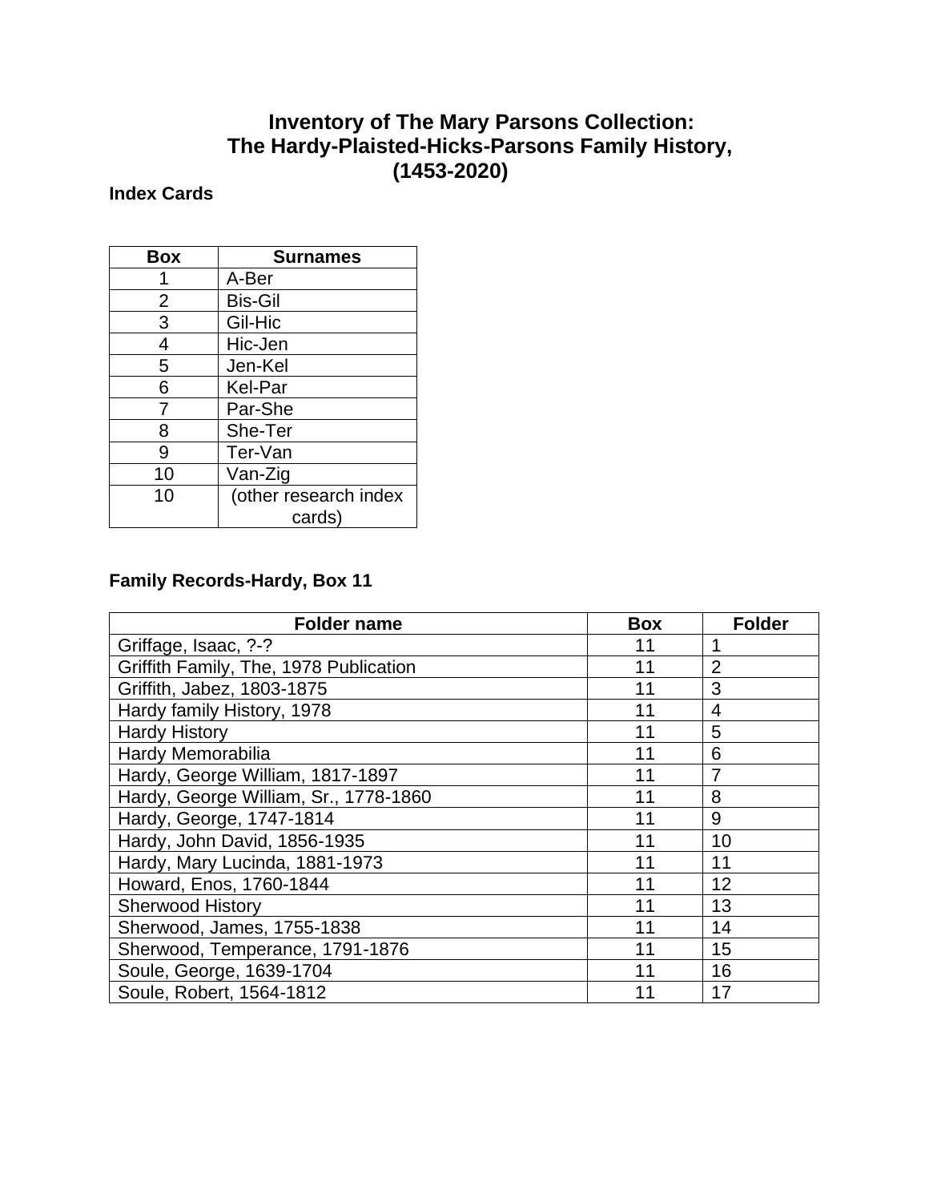# Inventory of The Mary Parsons Collection: The Hardy-Plaisted-Hicks-Parsons Family History, (1453-2020)

### Index Cards

| Box | Surnames |
| --- | --- |
| 1 | A-Ber |
| 2 | Bis-Gil |
| 3 | Gil-Hic |
| 4 | Hic-Jen |
| 5 | Jen-Kel |
| 6 | Kel-Par |
| 7 | Par-She |
| 8 | She-Ter |
| 9 | Ter-Van |
| 10 | Van-Zig |
| 10 | (other research index cards) |

### Family Records-Hardy, Box 11

| Folder name | Box | Folder |
| --- | --- | --- |
| Griffage, Isaac, ?-? | 11 | 1 |
| Griffith Family, The, 1978 Publication | 11 | 2 |
| Griffith, Jabez, 1803-1875 | 11 | 3 |
| Hardy family History, 1978 | 11 | 4 |
| Hardy History | 11 | 5 |
| Hardy Memorabilia | 11 | 6 |
| Hardy, George William, 1817-1897 | 11 | 7 |
| Hardy, George William, Sr., 1778-1860 | 11 | 8 |
| Hardy, George, 1747-1814 | 11 | 9 |
| Hardy, John David, 1856-1935 | 11 | 10 |
| Hardy, Mary Lucinda, 1881-1973 | 11 | 11 |
| Howard, Enos, 1760-1844 | 11 | 12 |
| Sherwood History | 11 | 13 |
| Sherwood, James, 1755-1838 | 11 | 14 |
| Sherwood, Temperance, 1791-1876 | 11 | 15 |
| Soule, George, 1639-1704 | 11 | 16 |
| Soule, Robert, 1564-1812 | 11 | 17 |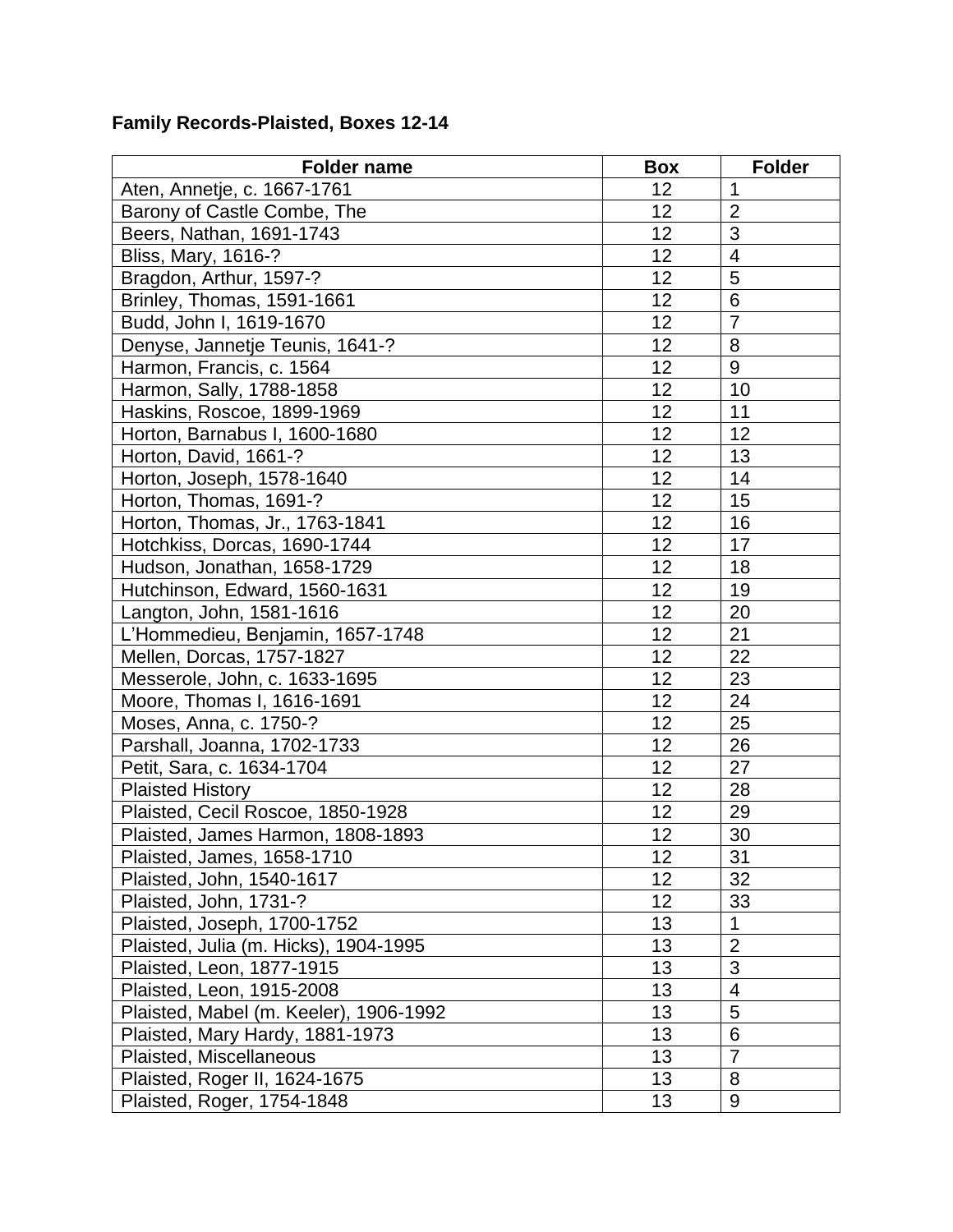**Family Records-Plaisted, Boxes 12-14**

| Folder name | Box | Folder |
|---|---|---|
| Aten, Annetje, c. 1667-1761 | 12 | 1 |
| Barony of Castle Combe, The | 12 | 2 |
| Beers, Nathan, 1691-1743 | 12 | 3 |
| Bliss, Mary, 1616-? | 12 | 4 |
| Bragdon, Arthur, 1597-? | 12 | 5 |
| Brinley, Thomas, 1591-1661 | 12 | 6 |
| Budd, John I, 1619-1670 | 12 | 7 |
| Denyse, Jannetje Teunis, 1641-? | 12 | 8 |
| Harmon, Francis, c. 1564 | 12 | 9 |
| Harmon, Sally, 1788-1858 | 12 | 10 |
| Haskins, Roscoe, 1899-1969 | 12 | 11 |
| Horton, Barnabus I, 1600-1680 | 12 | 12 |
| Horton, David, 1661-? | 12 | 13 |
| Horton, Joseph, 1578-1640 | 12 | 14 |
| Horton, Thomas, 1691-? | 12 | 15 |
| Horton, Thomas, Jr., 1763-1841 | 12 | 16 |
| Hotchkiss, Dorcas, 1690-1744 | 12 | 17 |
| Hudson, Jonathan, 1658-1729 | 12 | 18 |
| Hutchinson, Edward, 1560-1631 | 12 | 19 |
| Langton, John, 1581-1616 | 12 | 20 |
| L'Hommedieu, Benjamin, 1657-1748 | 12 | 21 |
| Mellen, Dorcas, 1757-1827 | 12 | 22 |
| Messerole, John, c. 1633-1695 | 12 | 23 |
| Moore, Thomas I, 1616-1691 | 12 | 24 |
| Moses, Anna, c. 1750-? | 12 | 25 |
| Parshall, Joanna, 1702-1733 | 12 | 26 |
| Petit, Sara, c. 1634-1704 | 12 | 27 |
| Plaisted History | 12 | 28 |
| Plaisted, Cecil Roscoe, 1850-1928 | 12 | 29 |
| Plaisted, James Harmon, 1808-1893 | 12 | 30 |
| Plaisted, James, 1658-1710 | 12 | 31 |
| Plaisted, John, 1540-1617 | 12 | 32 |
| Plaisted, John, 1731-? | 12 | 33 |
| Plaisted, Joseph, 1700-1752 | 13 | 1 |
| Plaisted, Julia (m. Hicks), 1904-1995 | 13 | 2 |
| Plaisted, Leon, 1877-1915 | 13 | 3 |
| Plaisted, Leon, 1915-2008 | 13 | 4 |
| Plaisted, Mabel (m. Keeler), 1906-1992 | 13 | 5 |
| Plaisted, Mary Hardy, 1881-1973 | 13 | 6 |
| Plaisted, Miscellaneous | 13 | 7 |
| Plaisted, Roger II, 1624-1675 | 13 | 8 |
| Plaisted, Roger, 1754-1848 | 13 | 9 |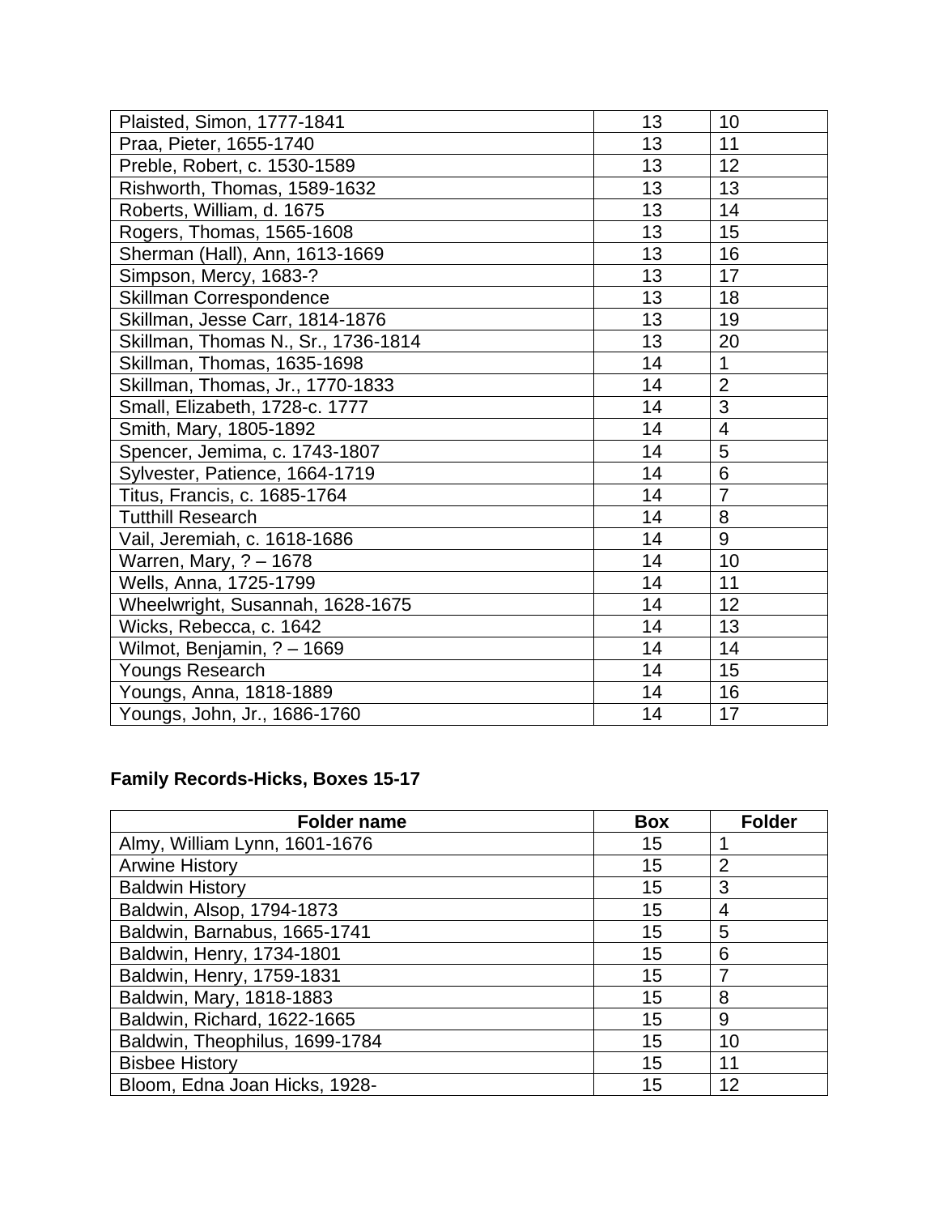| | | |
|---|---|---|
| Plaisted, Simon, 1777-1841 | 13 | 10 |
| Praa, Pieter, 1655-1740 | 13 | 11 |
| Preble, Robert, c. 1530-1589 | 13 | 12 |
| Rishworth, Thomas, 1589-1632 | 13 | 13 |
| Roberts, William, d. 1675 | 13 | 14 |
| Rogers, Thomas, 1565-1608 | 13 | 15 |
| Sherman (Hall), Ann, 1613-1669 | 13 | 16 |
| Simpson, Mercy, 1683-? | 13 | 17 |
| Skillman Correspondence | 13 | 18 |
| Skillman, Jesse Carr, 1814-1876 | 13 | 19 |
| Skillman, Thomas N., Sr., 1736-1814 | 13 | 20 |
| Skillman, Thomas, 1635-1698 | 14 | 1 |
| Skillman, Thomas, Jr., 1770-1833 | 14 | 2 |
| Small, Elizabeth, 1728-c. 1777 | 14 | 3 |
| Smith, Mary, 1805-1892 | 14 | 4 |
| Spencer, Jemima, c. 1743-1807 | 14 | 5 |
| Sylvester, Patience, 1664-1719 | 14 | 6 |
| Titus, Francis, c. 1685-1764 | 14 | 7 |
| Tutthill Research | 14 | 8 |
| Vail, Jeremiah, c. 1618-1686 | 14 | 9 |
| Warren, Mary, ? – 1678 | 14 | 10 |
| Wells, Anna, 1725-1799 | 14 | 11 |
| Wheelwright, Susannah, 1628-1675 | 14 | 12 |
| Wicks, Rebecca, c. 1642 | 14 | 13 |
| Wilmot, Benjamin, ? – 1669 | 14 | 14 |
| Youngs Research | 14 | 15 |
| Youngs, Anna, 1818-1889 | 14 | 16 |
| Youngs, John, Jr., 1686-1760 | 14 | 17 |

**Family Records-Hicks, Boxes 15-17**

| Folder name | Box | Folder |
|---|---|---|
| Almy, William Lynn, 1601-1676 | 15 | 1 |
| Arwine History | 15 | 2 |
| Baldwin History | 15 | 3 |
| Baldwin, Alsop, 1794-1873 | 15 | 4 |
| Baldwin, Barnabus, 1665-1741 | 15 | 5 |
| Baldwin, Henry, 1734-1801 | 15 | 6 |
| Baldwin, Henry, 1759-1831 | 15 | 7 |
| Baldwin, Mary, 1818-1883 | 15 | 8 |
| Baldwin, Richard, 1622-1665 | 15 | 9 |
| Baldwin, Theophilus, 1699-1784 | 15 | 10 |
| Bisbee History | 15 | 11 |
| Bloom, Edna Joan Hicks, 1928- | 15 | 12 |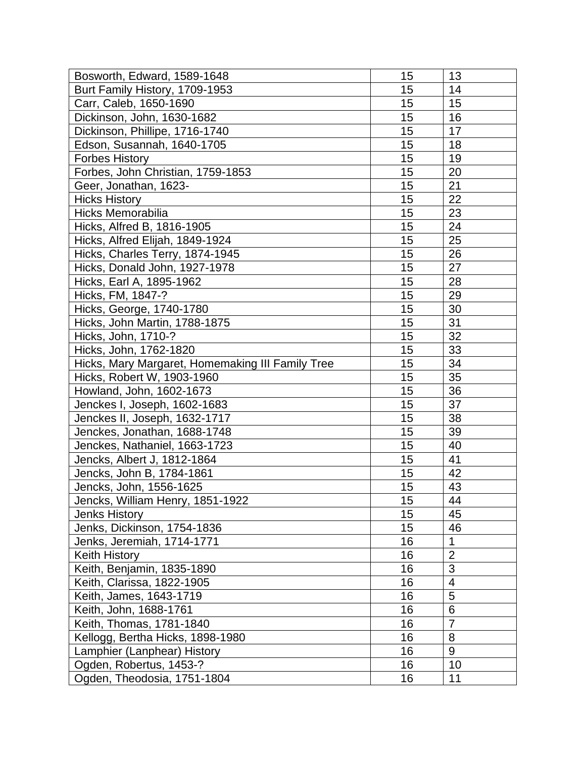| Bosworth, Edward, 1589-1648 | 15 | 13 |
|---|---|---|
| Burt Family History, 1709-1953 | 15 | 14 |
| Carr, Caleb, 1650-1690 | 15 | 15 |
| Dickinson, John, 1630-1682 | 15 | 16 |
| Dickinson, Phillipe, 1716-1740 | 15 | 17 |
| Edson, Susannah, 1640-1705 | 15 | 18 |
| Forbes History | 15 | 19 |
| Forbes, John Christian, 1759-1853 | 15 | 20 |
| Geer, Jonathan, 1623- | 15 | 21 |
| Hicks History | 15 | 22 |
| Hicks Memorabilia | 15 | 23 |
| Hicks, Alfred B, 1816-1905 | 15 | 24 |
| Hicks, Alfred Elijah, 1849-1924 | 15 | 25 |
| Hicks, Charles Terry, 1874-1945 | 15 | 26 |
| Hicks, Donald John, 1927-1978 | 15 | 27 |
| Hicks, Earl A, 1895-1962 | 15 | 28 |
| Hicks, FM, 1847-? | 15 | 29 |
| Hicks, George, 1740-1780 | 15 | 30 |
| Hicks, John Martin, 1788-1875 | 15 | 31 |
| Hicks, John, 1710-? | 15 | 32 |
| Hicks, John, 1762-1820 | 15 | 33 |
| Hicks, Mary Margaret, Homemaking III Family Tree | 15 | 34 |
| Hicks, Robert W, 1903-1960 | 15 | 35 |
| Howland, John, 1602-1673 | 15 | 36 |
| Jenckes I, Joseph, 1602-1683 | 15 | 37 |
| Jenckes II, Joseph, 1632-1717 | 15 | 38 |
| Jenckes, Jonathan, 1688-1748 | 15 | 39 |
| Jenckes, Nathaniel, 1663-1723 | 15 | 40 |
| Jencks, Albert J, 1812-1864 | 15 | 41 |
| Jencks, John B, 1784-1861 | 15 | 42 |
| Jencks, John, 1556-1625 | 15 | 43 |
| Jencks, William Henry, 1851-1922 | 15 | 44 |
| Jenks History | 15 | 45 |
| Jenks, Dickinson, 1754-1836 | 15 | 46 |
| Jenks, Jeremiah, 1714-1771 | 16 | 1 |
| Keith History | 16 | 2 |
| Keith, Benjamin, 1835-1890 | 16 | 3 |
| Keith, Clarissa, 1822-1905 | 16 | 4 |
| Keith, James, 1643-1719 | 16 | 5 |
| Keith, John, 1688-1761 | 16 | 6 |
| Keith, Thomas, 1781-1840 | 16 | 7 |
| Kellogg, Bertha Hicks, 1898-1980 | 16 | 8 |
| Lamphier (Lanphear) History | 16 | 9 |
| Ogden, Robertus, 1453-? | 16 | 10 |
| Ogden, Theodosia, 1751-1804 | 16 | 11 |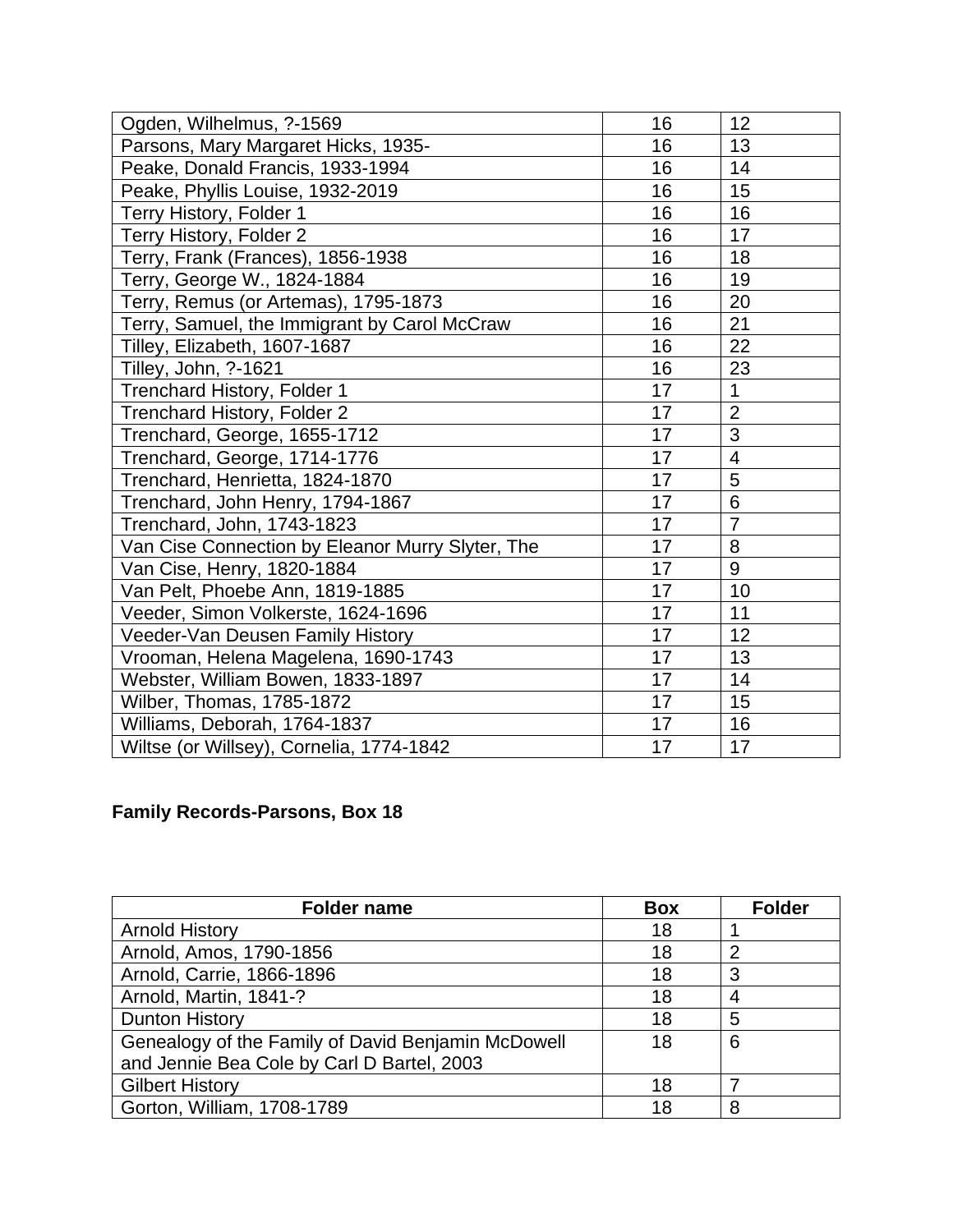| | | |
|---|---|---|
| Ogden, Wilhelmus, ?-1569 | 16 | 12 |
| Parsons, Mary Margaret Hicks, 1935- | 16 | 13 |
| Peake, Donald Francis, 1933-1994 | 16 | 14 |
| Peake, Phyllis Louise, 1932-2019 | 16 | 15 |
| Terry History, Folder 1 | 16 | 16 |
| Terry History, Folder 2 | 16 | 17 |
| Terry, Frank (Frances), 1856-1938 | 16 | 18 |
| Terry, George W., 1824-1884 | 16 | 19 |
| Terry, Remus (or Artemas), 1795-1873 | 16 | 20 |
| Terry, Samuel, the Immigrant by Carol McCraw | 16 | 21 |
| Tilley, Elizabeth, 1607-1687 | 16 | 22 |
| Tilley, John, ?-1621 | 16 | 23 |
| Trenchard History, Folder 1 | 17 | 1 |
| Trenchard History, Folder 2 | 17 | 2 |
| Trenchard, George, 1655-1712 | 17 | 3 |
| Trenchard, George, 1714-1776 | 17 | 4 |
| Trenchard, Henrietta, 1824-1870 | 17 | 5 |
| Trenchard, John Henry, 1794-1867 | 17 | 6 |
| Trenchard, John, 1743-1823 | 17 | 7 |
| Van Cise Connection by Eleanor Murry Slyter, The | 17 | 8 |
| Van Cise, Henry, 1820-1884 | 17 | 9 |
| Van Pelt, Phoebe Ann, 1819-1885 | 17 | 10 |
| Veeder, Simon Volkerste, 1624-1696 | 17 | 11 |
| Veeder-Van Deusen Family History | 17 | 12 |
| Vrooman, Helena Magelena, 1690-1743 | 17 | 13 |
| Webster, William Bowen, 1833-1897 | 17 | 14 |
| Wilber, Thomas, 1785-1872 | 17 | 15 |
| Williams, Deborah, 1764-1837 | 17 | 16 |
| Wiltse (or Willsey), Cornelia, 1774-1842 | 17 | 17 |

**Family Records-Parsons, Box 18**

| Folder name | Box | Folder |
|---|---|---|
| Arnold History | 18 | 1 |
| Arnold, Amos, 1790-1856 | 18 | 2 |
| Arnold, Carrie, 1866-1896 | 18 | 3 |
| Arnold, Martin, 1841-? | 18 | 4 |
| Dunton History | 18 | 5 |
| Genealogy of the Family of David Benjamin McDowell and Jennie Bea Cole by Carl D Bartel, 2003 | 18 | 6 |
| Gilbert History | 18 | 7 |
| Gorton, William, 1708-1789 | 18 | 8 |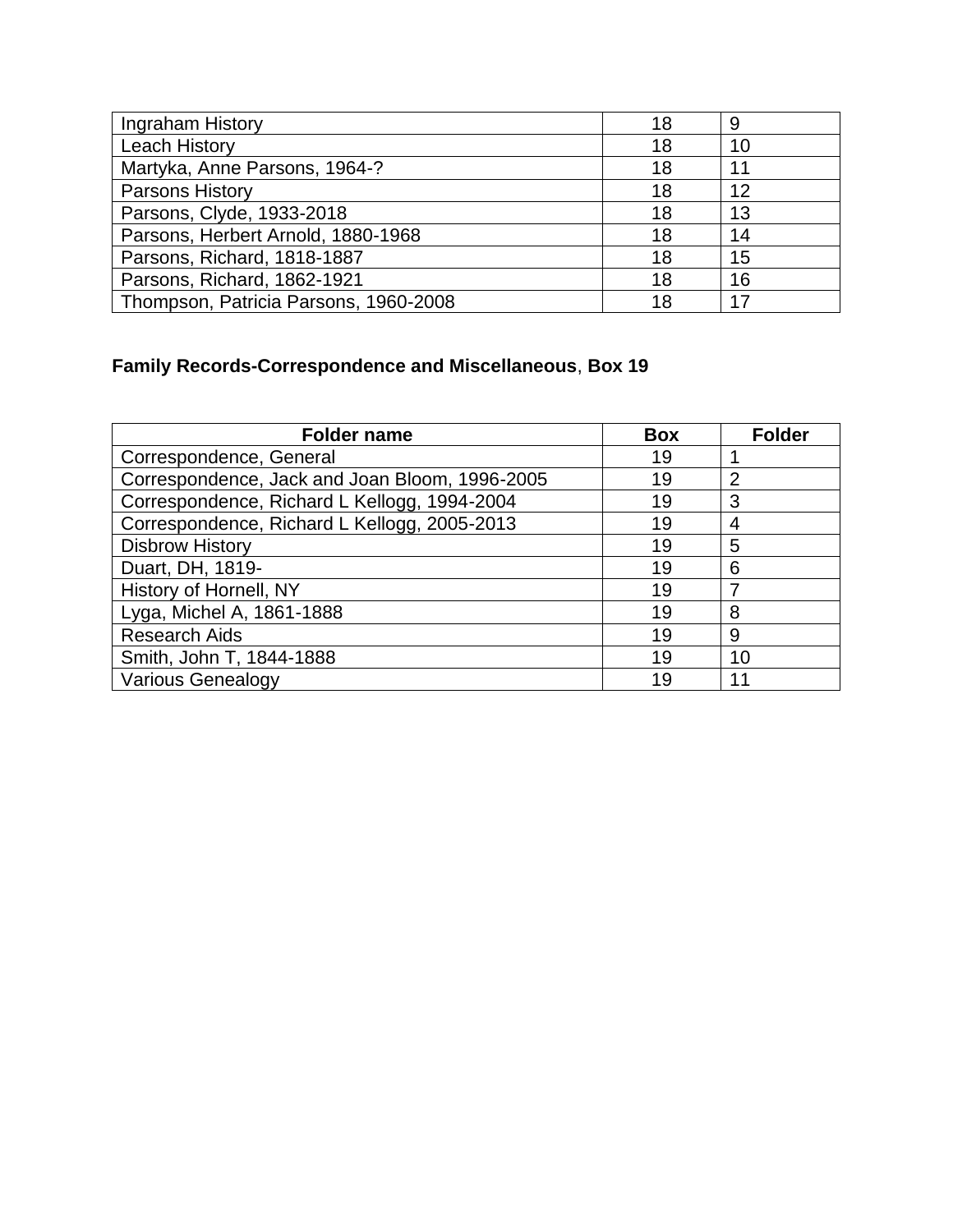| Folder name | Box | Folder |
|---|---|---|
| Ingraham History | 18 | 9 |
| Leach History | 18 | 10 |
| Martyka, Anne Parsons, 1964-? | 18 | 11 |
| Parsons History | 18 | 12 |
| Parsons, Clyde, 1933-2018 | 18 | 13 |
| Parsons, Herbert Arnold, 1880-1968 | 18 | 14 |
| Parsons, Richard, 1818-1887 | 18 | 15 |
| Parsons, Richard, 1862-1921 | 18 | 16 |
| Thompson, Patricia Parsons, 1960-2008 | 18 | 17 |

**Family Records-Correspondence and Miscellaneous**, **Box 19**

| Folder name | Box | Folder |
|---|---|---|
| Correspondence, General | 19 | 1 |
| Correspondence, Jack and Joan Bloom, 1996-2005 | 19 | 2 |
| Correspondence, Richard L Kellogg, 1994-2004 | 19 | 3 |
| Correspondence, Richard L Kellogg, 2005-2013 | 19 | 4 |
| Disbrow History | 19 | 5 |
| Duart, DH, 1819- | 19 | 6 |
| History of Hornell, NY | 19 | 7 |
| Lyga, Michel A, 1861-1888 | 19 | 8 |
| Research Aids | 19 | 9 |
| Smith, John T, 1844-1888 | 19 | 10 |
| Various Genealogy | 19 | 11 |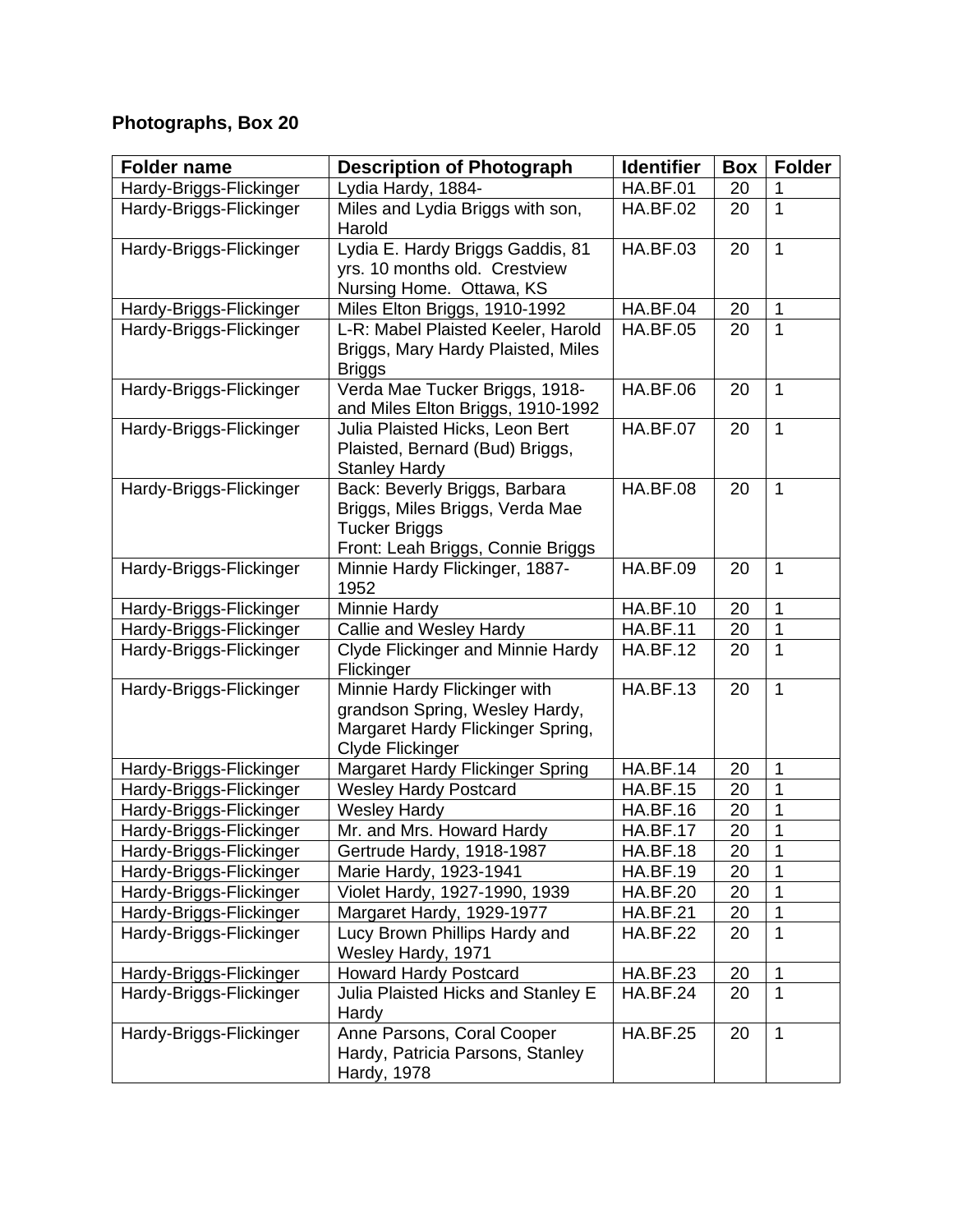**Photographs, Box 20**

| Folder name | Description of Photograph | Identifier | Box | Folder |
|---|---|---|---|---|
| Hardy-Briggs-Flickinger | Lydia Hardy, 1884- | HA.BF.01 | 20 | 1 |
| Hardy-Briggs-Flickinger | Miles and Lydia Briggs with son, Harold | HA.BF.02 | 20 | 1 |
| Hardy-Briggs-Flickinger | Lydia E. Hardy Briggs Gaddis, 81 yrs. 10 months old. Crestview Nursing Home. Ottawa, KS | HA.BF.03 | 20 | 1 |
| Hardy-Briggs-Flickinger | Miles Elton Briggs, 1910-1992 | HA.BF.04 | 20 | 1 |
| Hardy-Briggs-Flickinger | L-R: Mabel Plaisted Keeler, Harold Briggs, Mary Hardy Plaisted, Miles Briggs | HA.BF.05 | 20 | 1 |
| Hardy-Briggs-Flickinger | Verda Mae Tucker Briggs, 1918- and Miles Elton Briggs, 1910-1992 | HA.BF.06 | 20 | 1 |
| Hardy-Briggs-Flickinger | Julia Plaisted Hicks, Leon Bert Plaisted, Bernard (Bud) Briggs, Stanley Hardy | HA.BF.07 | 20 | 1 |
| Hardy-Briggs-Flickinger | Back: Beverly Briggs, Barbara Briggs, Miles Briggs, Verda Mae Tucker Briggs<br>Front: Leah Briggs, Connie Briggs | HA.BF.08 | 20 | 1 |
| Hardy-Briggs-Flickinger | Minnie Hardy Flickinger, 1887-1952 | HA.BF.09 | 20 | 1 |
| Hardy-Briggs-Flickinger | Minnie Hardy | HA.BF.10 | 20 | 1 |
| Hardy-Briggs-Flickinger | Callie and Wesley Hardy | HA.BF.11 | 20 | 1 |
| Hardy-Briggs-Flickinger | Clyde Flickinger and Minnie Hardy Flickinger | HA.BF.12 | 20 | 1 |
| Hardy-Briggs-Flickinger | Minnie Hardy Flickinger with grandson Spring, Wesley Hardy, Margaret Hardy Flickinger Spring, Clyde Flickinger | HA.BF.13 | 20 | 1 |
| Hardy-Briggs-Flickinger | Margaret Hardy Flickinger Spring | HA.BF.14 | 20 | 1 |
| Hardy-Briggs-Flickinger | Wesley Hardy Postcard | HA.BF.15 | 20 | 1 |
| Hardy-Briggs-Flickinger | Wesley Hardy | HA.BF.16 | 20 | 1 |
| Hardy-Briggs-Flickinger | Mr. and Mrs. Howard Hardy | HA.BF.17 | 20 | 1 |
| Hardy-Briggs-Flickinger | Gertrude Hardy, 1918-1987 | HA.BF.18 | 20 | 1 |
| Hardy-Briggs-Flickinger | Marie Hardy, 1923-1941 | HA.BF.19 | 20 | 1 |
| Hardy-Briggs-Flickinger | Violet Hardy, 1927-1990, 1939 | HA.BF.20 | 20 | 1 |
| Hardy-Briggs-Flickinger | Margaret Hardy, 1929-1977 | HA.BF.21 | 20 | 1 |
| Hardy-Briggs-Flickinger | Lucy Brown Phillips Hardy and Wesley Hardy, 1971 | HA.BF.22 | 20 | 1 |
| Hardy-Briggs-Flickinger | Howard Hardy Postcard | HA.BF.23 | 20 | 1 |
| Hardy-Briggs-Flickinger | Julia Plaisted Hicks and Stanley E Hardy | HA.BF.24 | 20 | 1 |
| Hardy-Briggs-Flickinger | Anne Parsons, Coral Cooper Hardy, Patricia Parsons, Stanley Hardy, 1978 | HA.BF.25 | 20 | 1 |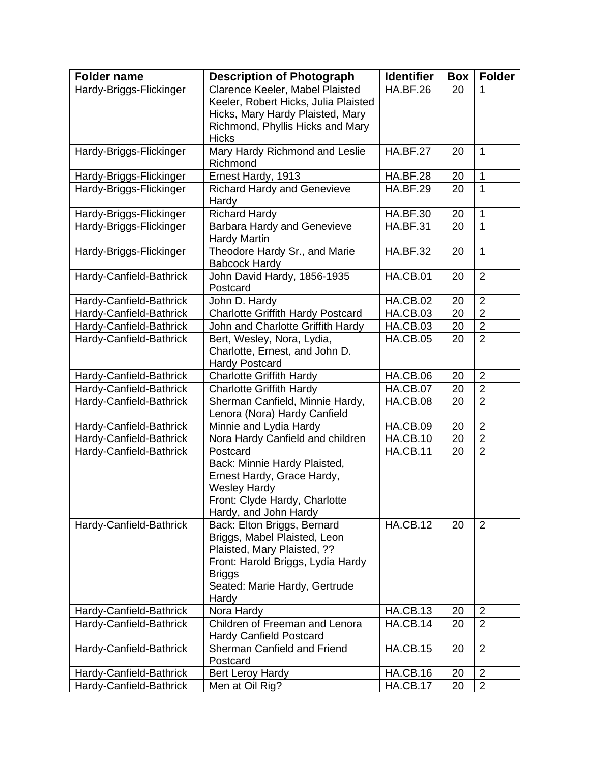| Folder name | Description of Photograph | Identifier | Box | Folder |
|---|---|---|---|---|
| Hardy-Briggs-Flickinger | Clarence Keeler, Mabel Plaisted Keeler, Robert Hicks, Julia Plaisted Hicks, Mary Hardy Plaisted, Mary Richmond, Phyllis Hicks and Mary Hicks | HA.BF.26 | 20 | 1 |
| Hardy-Briggs-Flickinger | Mary Hardy Richmond and Leslie Richmond | HA.BF.27 | 20 | 1 |
| Hardy-Briggs-Flickinger | Ernest Hardy, 1913 | HA.BF.28 | 20 | 1 |
| Hardy-Briggs-Flickinger | Richard Hardy and Genevieve Hardy | HA.BF.29 | 20 | 1 |
| Hardy-Briggs-Flickinger | Richard Hardy | HA.BF.30 | 20 | 1 |
| Hardy-Briggs-Flickinger | Barbara Hardy and Genevieve Hardy Martin | HA.BF.31 | 20 | 1 |
| Hardy-Briggs-Flickinger | Theodore Hardy Sr., and Marie Babcock Hardy | HA.BF.32 | 20 | 1 |
| Hardy-Canfield-Bathrick | John David Hardy, 1856-1935 Postcard | HA.CB.01 | 20 | 2 |
| Hardy-Canfield-Bathrick | John D. Hardy | HA.CB.02 | 20 | 2 |
| Hardy-Canfield-Bathrick | Charlotte Griffith Hardy Postcard | HA.CB.03 | 20 | 2 |
| Hardy-Canfield-Bathrick | John and Charlotte Griffith Hardy | HA.CB.03 | 20 | 2 |
| Hardy-Canfield-Bathrick | Bert, Wesley, Nora, Lydia, Charlotte, Ernest, and John D. Hardy Postcard | HA.CB.05 | 20 | 2 |
| Hardy-Canfield-Bathrick | Charlotte Griffith Hardy | HA.CB.06 | 20 | 2 |
| Hardy-Canfield-Bathrick | Charlotte Griffith Hardy | HA.CB.07 | 20 | 2 |
| Hardy-Canfield-Bathrick | Sherman Canfield, Minnie Hardy, Lenora (Nora) Hardy Canfield | HA.CB.08 | 20 | 2 |
| Hardy-Canfield-Bathrick | Minnie and Lydia Hardy | HA.CB.09 | 20 | 2 |
| Hardy-Canfield-Bathrick | Nora Hardy Canfield and children | HA.CB.10 | 20 | 2 |
| Hardy-Canfield-Bathrick | Postcard<br>Back: Minnie Hardy Plaisted, Ernest Hardy, Grace Hardy, Wesley Hardy<br>Front: Clyde Hardy, Charlotte Hardy, and John Hardy | HA.CB.11 | 20 | 2 |
| Hardy-Canfield-Bathrick | Back: Elton Briggs, Bernard Briggs, Mabel Plaisted, Leon Plaisted, Mary Plaisted, ??<br>Front: Harold Briggs, Lydia Hardy Briggs<br>Seated: Marie Hardy, Gertrude Hardy | HA.CB.12 | 20 | 2 |
| Hardy-Canfield-Bathrick | Nora Hardy | HA.CB.13 | 20 | 2 |
| Hardy-Canfield-Bathrick | Children of Freeman and Lenora Hardy Canfield Postcard | HA.CB.14 | 20 | 2 |
| Hardy-Canfield-Bathrick | Sherman Canfield and Friend Postcard | HA.CB.15 | 20 | 2 |
| Hardy-Canfield-Bathrick | Bert Leroy Hardy | HA.CB.16 | 20 | 2 |
| Hardy-Canfield-Bathrick | Men at Oil Rig? | HA.CB.17 | 20 | 2 |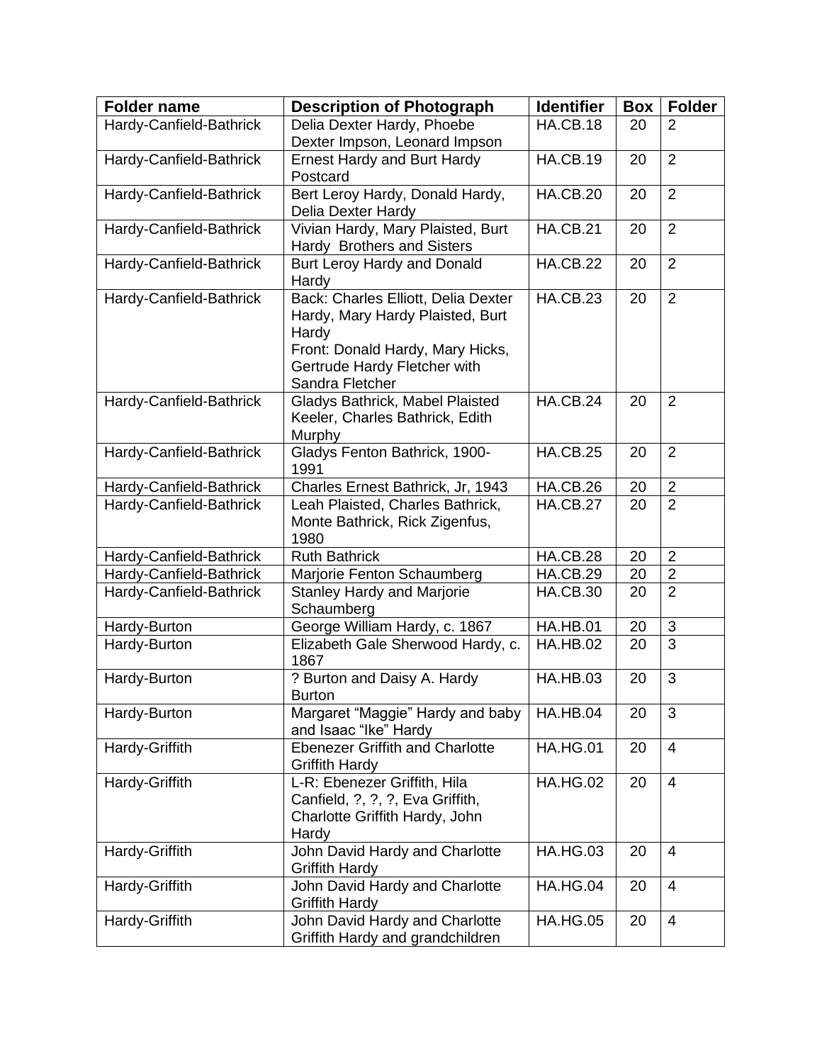| Folder name | Description of Photograph | Identifier | Box | Folder |
|---|---|---|---|---|
| Hardy-Canfield-Bathrick | Delia Dexter Hardy, Phoebe Dexter Impson, Leonard Impson | HA.CB.18 | 20 | 2 |
| Hardy-Canfield-Bathrick | Ernest Hardy and Burt Hardy Postcard | HA.CB.19 | 20 | 2 |
| Hardy-Canfield-Bathrick | Bert Leroy Hardy, Donald Hardy, Delia Dexter Hardy | HA.CB.20 | 20 | 2 |
| Hardy-Canfield-Bathrick | Vivian Hardy, Mary Plaisted, Burt Hardy Brothers and Sisters | HA.CB.21 | 20 | 2 |
| Hardy-Canfield-Bathrick | Burt Leroy Hardy and Donald Hardy | HA.CB.22 | 20 | 2 |
| Hardy-Canfield-Bathrick | Back: Charles Elliott, Delia Dexter Hardy, Mary Hardy Plaisted, Burt Hardy<br>Front: Donald Hardy, Mary Hicks, Gertrude Hardy Fletcher with Sandra Fletcher | HA.CB.23 | 20 | 2 |
| Hardy-Canfield-Bathrick | Gladys Bathrick, Mabel Plaisted Keeler, Charles Bathrick, Edith Murphy | HA.CB.24 | 20 | 2 |
| Hardy-Canfield-Bathrick | Gladys Fenton Bathrick, 1900-1991 | HA.CB.25 | 20 | 2 |
| Hardy-Canfield-Bathrick | Charles Ernest Bathrick, Jr, 1943 | HA.CB.26 | 20 | 2 |
| Hardy-Canfield-Bathrick | Leah Plaisted, Charles Bathrick, Monte Bathrick, Rick Zigenfus, 1980 | HA.CB.27 | 20 | 2 |
| Hardy-Canfield-Bathrick | Ruth Bathrick | HA.CB.28 | 20 | 2 |
| Hardy-Canfield-Bathrick | Marjorie Fenton Schaumberg | HA.CB.29 | 20 | 2 |
| Hardy-Canfield-Bathrick | Stanley Hardy and Marjorie Schaumberg | HA.CB.30 | 20 | 2 |
| Hardy-Burton | George William Hardy, c. 1867 | HA.HB.01 | 20 | 3 |
| Hardy-Burton | Elizabeth Gale Sherwood Hardy, c. 1867 | HA.HB.02 | 20 | 3 |
| Hardy-Burton | ? Burton and Daisy A. Hardy Burton | HA.HB.03 | 20 | 3 |
| Hardy-Burton | Margaret "Maggie" Hardy and baby and Isaac "Ike" Hardy | HA.HB.04 | 20 | 3 |
| Hardy-Griffith | Ebenezer Griffith and Charlotte Griffith Hardy | HA.HG.01 | 20 | 4 |
| Hardy-Griffith | L-R: Ebenezer Griffith, Hila Canfield, ?, ?, ?, Eva Griffith, Charlotte Griffith Hardy, John Hardy | HA.HG.02 | 20 | 4 |
| Hardy-Griffith | John David Hardy and Charlotte Griffith Hardy | HA.HG.03 | 20 | 4 |
| Hardy-Griffith | John David Hardy and Charlotte Griffith Hardy | HA.HG.04 | 20 | 4 |
| Hardy-Griffith | John David Hardy and Charlotte Griffith Hardy and grandchildren | HA.HG.05 | 20 | 4 |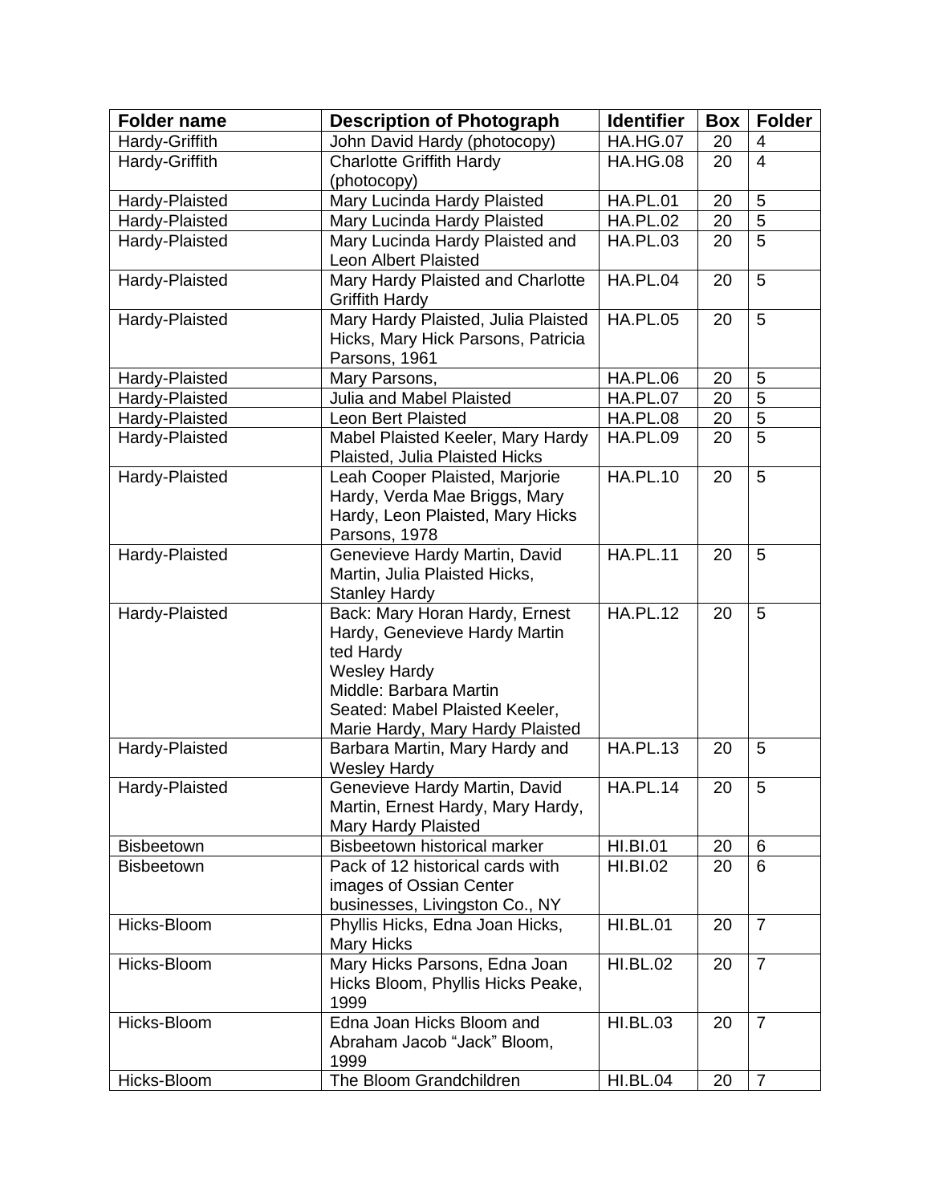| Folder name | Description of Photograph | Identifier | Box | Folder |
|---|---|---|---|---|
| Hardy-Griffith | John David Hardy (photocopy) | HA.HG.07 | 20 | 4 |
| Hardy-Griffith | Charlotte Griffith Hardy (photocopy) | HA.HG.08 | 20 | 4 |
| Hardy-Plaisted | Mary Lucinda Hardy Plaisted | HA.PL.01 | 20 | 5 |
| Hardy-Plaisted | Mary Lucinda Hardy Plaisted | HA.PL.02 | 20 | 5 |
| Hardy-Plaisted | Mary Lucinda Hardy Plaisted and Leon Albert Plaisted | HA.PL.03 | 20 | 5 |
| Hardy-Plaisted | Mary Hardy Plaisted and Charlotte Griffith Hardy | HA.PL.04 | 20 | 5 |
| Hardy-Plaisted | Mary Hardy Plaisted, Julia Plaisted Hicks, Mary Hick Parsons, Patricia Parsons, 1961 | HA.PL.05 | 20 | 5 |
| Hardy-Plaisted | Mary Parsons, | HA.PL.06 | 20 | 5 |
| Hardy-Plaisted | Julia and Mabel Plaisted | HA.PL.07 | 20 | 5 |
| Hardy-Plaisted | Leon Bert Plaisted | HA.PL.08 | 20 | 5 |
| Hardy-Plaisted | Mabel Plaisted Keeler, Mary Hardy Plaisted, Julia Plaisted Hicks | HA.PL.09 | 20 | 5 |
| Hardy-Plaisted | Leah Cooper Plaisted, Marjorie Hardy, Verda Mae Briggs, Mary Hardy, Leon Plaisted, Mary Hicks Parsons, 1978 | HA.PL.10 | 20 | 5 |
| Hardy-Plaisted | Genevieve Hardy Martin, David Martin, Julia Plaisted Hicks, Stanley Hardy | HA.PL.11 | 20 | 5 |
| Hardy-Plaisted | Back: Mary Horan Hardy, Ernest Hardy, Genevieve Hardy Martin ted Hardy Wesley Hardy Middle: Barbara Martin Seated: Mabel Plaisted Keeler, Marie Hardy, Mary Hardy Plaisted | HA.PL.12 | 20 | 5 |
| Hardy-Plaisted | Barbara Martin, Mary Hardy and Wesley Hardy | HA.PL.13 | 20 | 5 |
| Hardy-Plaisted | Genevieve Hardy Martin, David Martin, Ernest Hardy, Mary Hardy, Mary Hardy Plaisted | HA.PL.14 | 20 | 5 |
| Bisbeetown | Bisbeetown historical marker | HI.BI.01 | 20 | 6 |
| Bisbeetown | Pack of 12 historical cards with images of Ossian Center businesses, Livingston Co., NY | HI.BI.02 | 20 | 6 |
| Hicks-Bloom | Phyllis Hicks, Edna Joan Hicks, Mary Hicks | HI.BL.01 | 20 | 7 |
| Hicks-Bloom | Mary Hicks Parsons, Edna Joan Hicks Bloom, Phyllis Hicks Peake, 1999 | HI.BL.02 | 20 | 7 |
| Hicks-Bloom | Edna Joan Hicks Bloom and Abraham Jacob “Jack” Bloom, 1999 | HI.BL.03 | 20 | 7 |
| Hicks-Bloom | The Bloom Grandchildren | HI.BL.04 | 20 | 7 |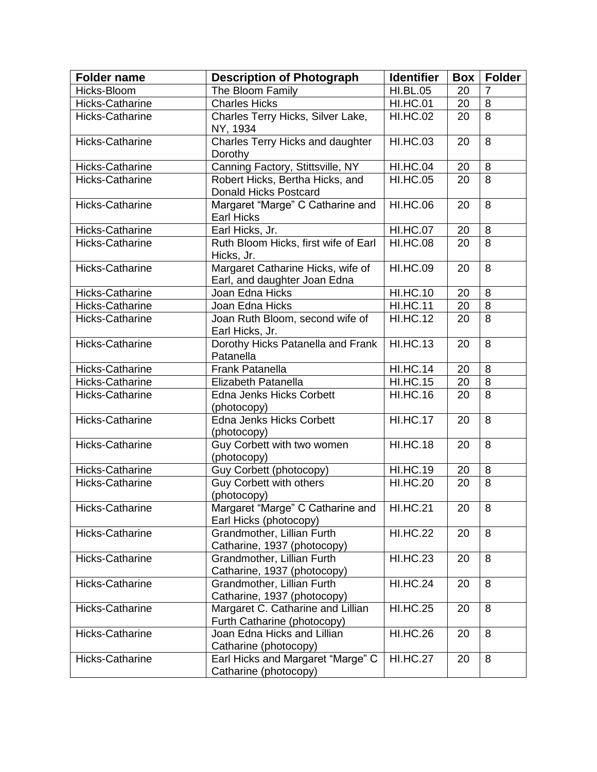| Folder name | Description of Photograph | Identifier | Box | Folder |
| --- | --- | --- | --- | --- |
| Hicks-Bloom | The Bloom Family | HI.BL.05 | 20 | 7 |
| Hicks-Catharine | Charles Hicks | HI.HC.01 | 20 | 8 |
| Hicks-Catharine | Charles Terry Hicks, Silver Lake, NY, 1934 | HI.HC.02 | 20 | 8 |
| Hicks-Catharine | Charles Terry Hicks and daughter Dorothy | HI.HC.03 | 20 | 8 |
| Hicks-Catharine | Canning Factory, Stittsville, NY | HI.HC.04 | 20 | 8 |
| Hicks-Catharine | Robert Hicks, Bertha Hicks, and Donald Hicks Postcard | HI.HC.05 | 20 | 8 |
| Hicks-Catharine | Margaret "Marge" C Catharine and Earl Hicks | HI.HC.06 | 20 | 8 |
| Hicks-Catharine | Earl Hicks, Jr. | HI.HC.07 | 20 | 8 |
| Hicks-Catharine | Ruth Bloom Hicks, first wife of Earl Hicks, Jr. | HI.HC.08 | 20 | 8 |
| Hicks-Catharine | Margaret Catharine Hicks, wife of Earl, and daughter Joan Edna | HI.HC.09 | 20 | 8 |
| Hicks-Catharine | Joan Edna Hicks | HI.HC.10 | 20 | 8 |
| Hicks-Catharine | Joan Edna Hicks | HI.HC.11 | 20 | 8 |
| Hicks-Catharine | Joan Ruth Bloom, second wife of Earl Hicks, Jr. | HI.HC.12 | 20 | 8 |
| Hicks-Catharine | Dorothy Hicks Patanella and Frank Patanella | HI.HC.13 | 20 | 8 |
| Hicks-Catharine | Frank Patanella | HI.HC.14 | 20 | 8 |
| Hicks-Catharine | Elizabeth Patanella | HI.HC.15 | 20 | 8 |
| Hicks-Catharine | Edna Jenks Hicks Corbett (photocopy) | HI.HC.16 | 20 | 8 |
| Hicks-Catharine | Edna Jenks Hicks Corbett (photocopy) | HI.HC.17 | 20 | 8 |
| Hicks-Catharine | Guy Corbett with two women (photocopy) | HI.HC.18 | 20 | 8 |
| Hicks-Catharine | Guy Corbett (photocopy) | HI.HC.19 | 20 | 8 |
| Hicks-Catharine | Guy Corbett with others (photocopy) | HI.HC.20 | 20 | 8 |
| Hicks-Catharine | Margaret "Marge" C Catharine and Earl Hicks (photocopy) | HI.HC.21 | 20 | 8 |
| Hicks-Catharine | Grandmother, Lillian Furth Catharine, 1937 (photocopy) | HI.HC.22 | 20 | 8 |
| Hicks-Catharine | Grandmother, Lillian Furth Catharine, 1937 (photocopy) | HI.HC.23 | 20 | 8 |
| Hicks-Catharine | Grandmother, Lillian Furth Catharine, 1937 (photocopy) | HI.HC.24 | 20 | 8 |
| Hicks-Catharine | Margaret C. Catharine and Lillian Furth Catharine (photocopy) | HI.HC.25 | 20 | 8 |
| Hicks-Catharine | Joan Edna Hicks and Lillian Catharine (photocopy) | HI.HC.26 | 20 | 8 |
| Hicks-Catharine | Earl Hicks and Margaret "Marge" C Catharine (photocopy) | HI.HC.27 | 20 | 8 |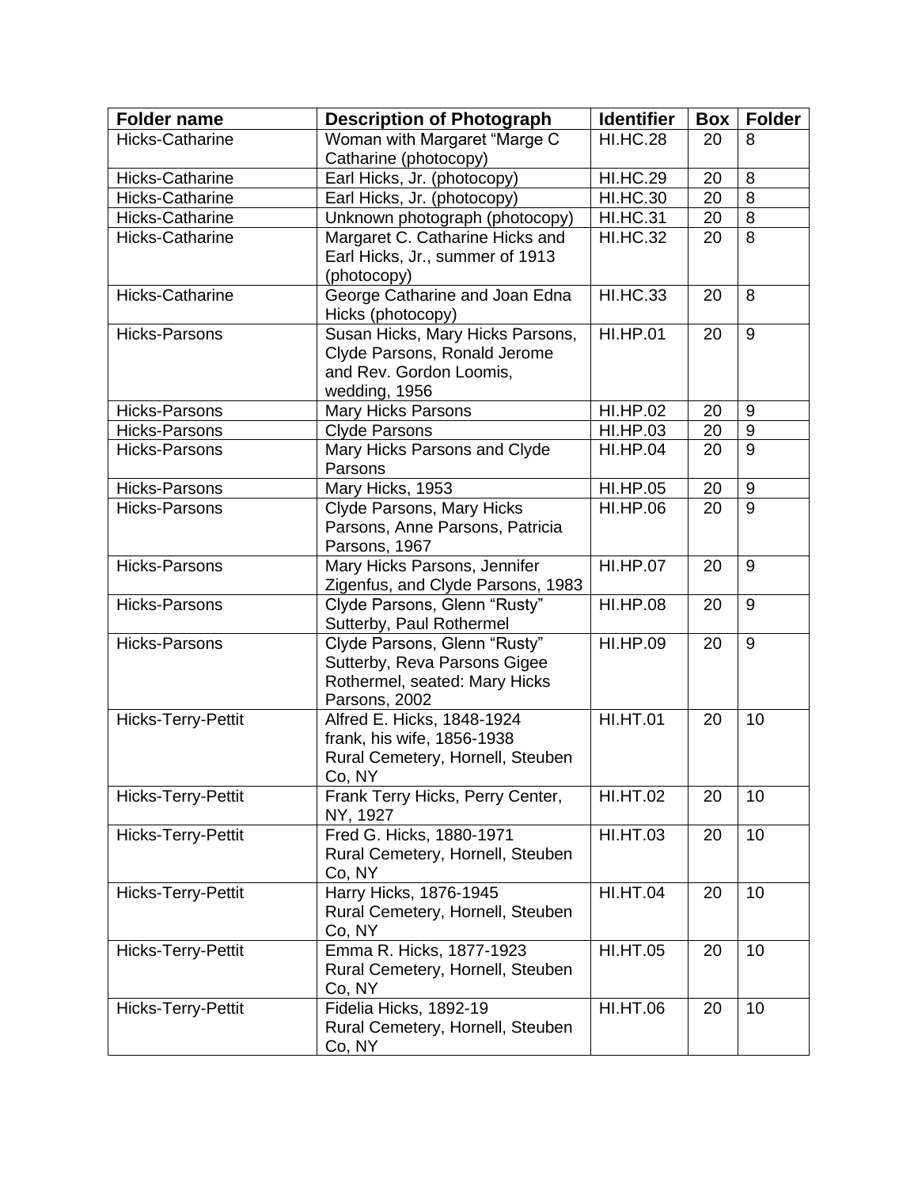| Folder name | Description of Photograph | Identifier | Box | Folder |
|---|---|---|---|---|
| Hicks-Catharine | Woman with Margaret "Marge C Catharine (photocopy) | HI.HC.28 | 20 | 8 |
| Hicks-Catharine | Earl Hicks, Jr. (photocopy) | HI.HC.29 | 20 | 8 |
| Hicks-Catharine | Earl Hicks, Jr. (photocopy) | HI.HC.30 | 20 | 8 |
| Hicks-Catharine | Unknown photograph (photocopy) | HI.HC.31 | 20 | 8 |
| Hicks-Catharine | Margaret C. Catharine Hicks and Earl Hicks, Jr., summer of 1913 (photocopy) | HI.HC.32 | 20 | 8 |
| Hicks-Catharine | George Catharine and Joan Edna Hicks (photocopy) | HI.HC.33 | 20 | 8 |
| Hicks-Parsons | Susan Hicks, Mary Hicks Parsons, Clyde Parsons, Ronald Jerome and Rev. Gordon Loomis, wedding, 1956 | HI.HP.01 | 20 | 9 |
| Hicks-Parsons | Mary Hicks Parsons | HI.HP.02 | 20 | 9 |
| Hicks-Parsons | Clyde Parsons | HI.HP.03 | 20 | 9 |
| Hicks-Parsons | Mary Hicks Parsons and Clyde Parsons | HI.HP.04 | 20 | 9 |
| Hicks-Parsons | Mary Hicks, 1953 | HI.HP.05 | 20 | 9 |
| Hicks-Parsons | Clyde Parsons, Mary Hicks Parsons, Anne Parsons, Patricia Parsons, 1967 | HI.HP.06 | 20 | 9 |
| Hicks-Parsons | Mary Hicks Parsons, Jennifer Zigenfus, and Clyde Parsons, 1983 | HI.HP.07 | 20 | 9 |
| Hicks-Parsons | Clyde Parsons, Glenn "Rusty" Sutterby, Paul Rothermel | HI.HP.08 | 20 | 9 |
| Hicks-Parsons | Clyde Parsons, Glenn "Rusty" Sutterby, Reva Parsons Gigee Rothermel, seated: Mary Hicks Parsons, 2002 | HI.HP.09 | 20 | 9 |
| Hicks-Terry-Pettit | Alfred E. Hicks, 1848-1924 frank, his wife, 1856-1938 Rural Cemetery, Hornell, Steuben Co, NY | HI.HT.01 | 20 | 10 |
| Hicks-Terry-Pettit | Frank Terry Hicks, Perry Center, NY, 1927 | HI.HT.02 | 20 | 10 |
| Hicks-Terry-Pettit | Fred G. Hicks, 1880-1971 Rural Cemetery, Hornell, Steuben Co, NY | HI.HT.03 | 20 | 10 |
| Hicks-Terry-Pettit | Harry Hicks, 1876-1945 Rural Cemetery, Hornell, Steuben Co, NY | HI.HT.04 | 20 | 10 |
| Hicks-Terry-Pettit | Emma R. Hicks, 1877-1923 Rural Cemetery, Hornell, Steuben Co, NY | HI.HT.05 | 20 | 10 |
| Hicks-Terry-Pettit | Fidelia Hicks, 1892-19 Rural Cemetery, Hornell, Steuben Co, NY | HI.HT.06 | 20 | 10 |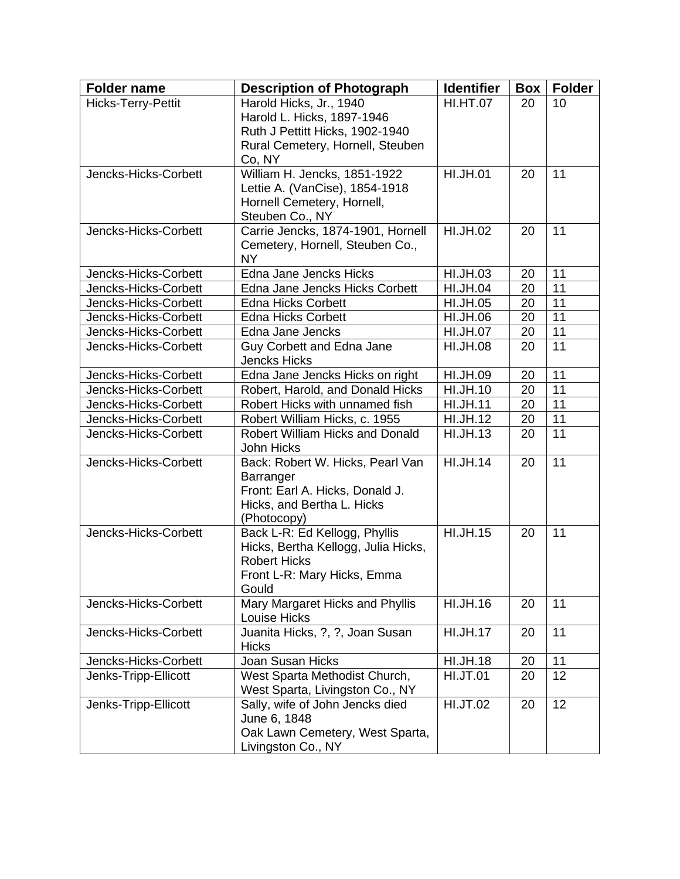| Folder name | Description of Photograph | Identifier | Box | Folder |
|---|---|---|---|---|
| Hicks-Terry-Pettit | Harold Hicks, Jr., 1940<br>Harold L. Hicks, 1897-1946<br>Ruth J Pettitt Hicks, 1902-1940<br>Rural Cemetery, Hornell, Steuben Co, NY | HI.HT.07 | 20 | 10 |
| Jencks-Hicks-Corbett | William H. Jencks, 1851-1922<br>Lettie A. (VanCise), 1854-1918<br>Hornell Cemetery, Hornell, Steuben Co., NY | HI.JH.01 | 20 | 11 |
| Jencks-Hicks-Corbett | Carrie Jencks, 1874-1901, Hornell Cemetery, Hornell, Steuben Co., NY | HI.JH.02 | 20 | 11 |
| Jencks-Hicks-Corbett | Edna Jane Jencks Hicks | HI.JH.03 | 20 | 11 |
| Jencks-Hicks-Corbett | Edna Jane Jencks Hicks Corbett | HI.JH.04 | 20 | 11 |
| Jencks-Hicks-Corbett | Edna Hicks Corbett | HI.JH.05 | 20 | 11 |
| Jencks-Hicks-Corbett | Edna Hicks Corbett | HI.JH.06 | 20 | 11 |
| Jencks-Hicks-Corbett | Edna Jane Jencks | HI.JH.07 | 20 | 11 |
| Jencks-Hicks-Corbett | Guy Corbett and Edna Jane Jencks Hicks | HI.JH.08 | 20 | 11 |
| Jencks-Hicks-Corbett | Edna Jane Jencks Hicks on right | HI.JH.09 | 20 | 11 |
| Jencks-Hicks-Corbett | Robert, Harold, and Donald Hicks | HI.JH.10 | 20 | 11 |
| Jencks-Hicks-Corbett | Robert Hicks with unnamed fish | HI.JH.11 | 20 | 11 |
| Jencks-Hicks-Corbett | Robert William Hicks, c. 1955 | HI.JH.12 | 20 | 11 |
| Jencks-Hicks-Corbett | Robert William Hicks and Donald John Hicks | HI.JH.13 | 20 | 11 |
| Jencks-Hicks-Corbett | Back: Robert W. Hicks, Pearl Van Barranger<br>Front: Earl A. Hicks, Donald J. Hicks, and Bertha L. Hicks (Photocopy) | HI.JH.14 | 20 | 11 |
| Jencks-Hicks-Corbett | Back L-R: Ed Kellogg, Phyllis Hicks, Bertha Kellogg, Julia Hicks, Robert Hicks<br>Front L-R: Mary Hicks, Emma Gould | HI.JH.15 | 20 | 11 |
| Jencks-Hicks-Corbett | Mary Margaret Hicks and Phyllis Louise Hicks | HI.JH.16 | 20 | 11 |
| Jencks-Hicks-Corbett | Juanita Hicks, ?, ?, Joan Susan Hicks | HI.JH.17 | 20 | 11 |
| Jencks-Hicks-Corbett | Joan Susan Hicks | HI.JH.18 | 20 | 11 |
| Jenks-Tripp-Ellicott | West Sparta Methodist Church, West Sparta, Livingston Co., NY | HI.JT.01 | 20 | 12 |
| Jenks-Tripp-Ellicott | Sally, wife of John Jencks died June 6, 1848<br>Oak Lawn Cemetery, West Sparta, Livingston Co., NY | HI.JT.02 | 20 | 12 |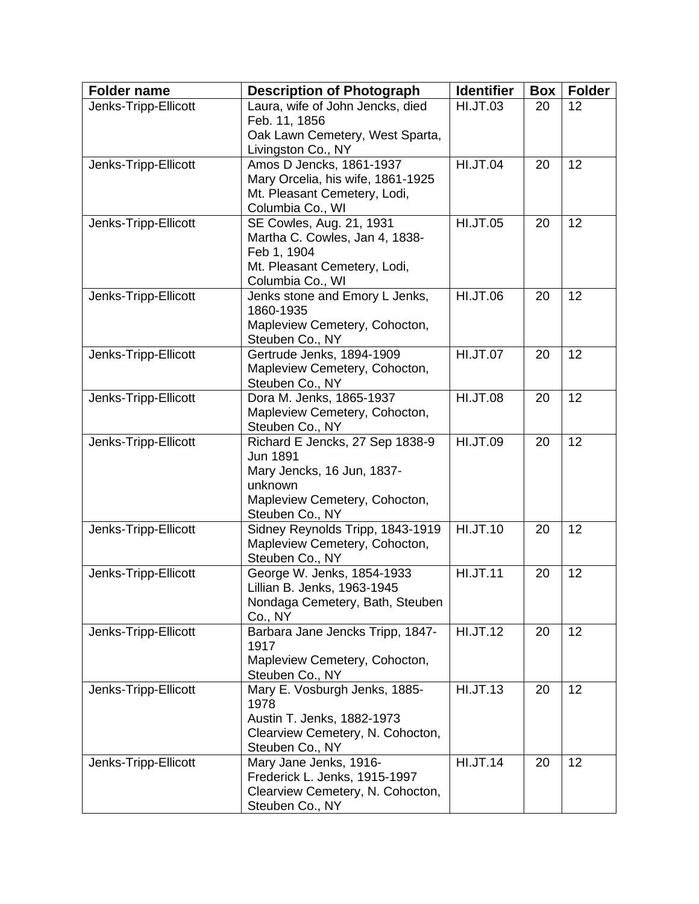| Folder name | Description of Photograph | Identifier | Box | Folder |
|---|---|---|---|---|
| Jenks-Tripp-Ellicott | Laura, wife of John Jencks, died Feb. 11, 1856<br>Oak Lawn Cemetery, West Sparta, Livingston Co., NY | HI.JT.03 | 20 | 12 |
| Jenks-Tripp-Ellicott | Amos D Jencks, 1861-1937<br>Mary Orcelia, his wife, 1861-1925<br>Mt. Pleasant Cemetery, Lodi, Columbia Co., WI | HI.JT.04 | 20 | 12 |
| Jenks-Tripp-Ellicott | SE Cowles, Aug. 21, 1931<br>Martha C. Cowles, Jan 4, 1838-Feb 1, 1904<br>Mt. Pleasant Cemetery, Lodi, Columbia Co., WI | HI.JT.05 | 20 | 12 |
| Jenks-Tripp-Ellicott | Jenks stone and Emory L Jenks, 1860-1935<br>Mapleview Cemetery, Cohocton, Steuben Co., NY | HI.JT.06 | 20 | 12 |
| Jenks-Tripp-Ellicott | Gertrude Jenks, 1894-1909<br>Mapleview Cemetery, Cohocton, Steuben Co., NY | HI.JT.07 | 20 | 12 |
| Jenks-Tripp-Ellicott | Dora M. Jenks, 1865-1937<br>Mapleview Cemetery, Cohocton, Steuben Co., NY | HI.JT.08 | 20 | 12 |
| Jenks-Tripp-Ellicott | Richard E Jencks, 27 Sep 1838-9 Jun 1891<br>Mary Jencks, 16 Jun, 1837-unknown<br>Mapleview Cemetery, Cohocton, Steuben Co., NY | HI.JT.09 | 20 | 12 |
| Jenks-Tripp-Ellicott | Sidney Reynolds Tripp, 1843-1919<br>Mapleview Cemetery, Cohocton, Steuben Co., NY | HI.JT.10 | 20 | 12 |
| Jenks-Tripp-Ellicott | George W. Jenks, 1854-1933<br>Lillian B. Jenks, 1963-1945<br>Nondaga Cemetery, Bath, Steuben Co., NY | HI.JT.11 | 20 | 12 |
| Jenks-Tripp-Ellicott | Barbara Jane Jencks Tripp, 1847-1917<br>Mapleview Cemetery, Cohocton, Steuben Co., NY | HI.JT.12 | 20 | 12 |
| Jenks-Tripp-Ellicott | Mary E. Vosburgh Jenks, 1885-1978<br>Austin T. Jenks, 1882-1973<br>Clearview Cemetery, N. Cohocton, Steuben Co., NY | HI.JT.13 | 20 | 12 |
| Jenks-Tripp-Ellicott | Mary Jane Jenks, 1916-<br>Frederick L. Jenks, 1915-1997<br>Clearview Cemetery, N. Cohocton, Steuben Co., NY | HI.JT.14 | 20 | 12 |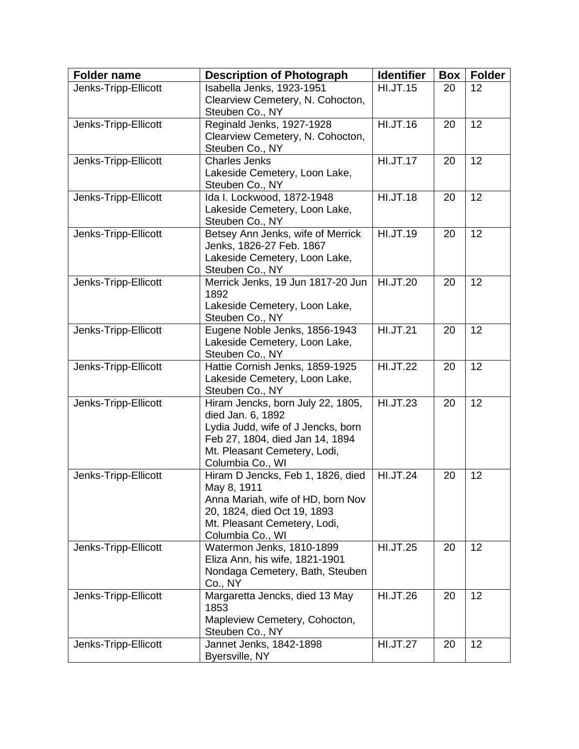| Folder name | Description of Photograph | Identifier | Box | Folder |
|---|---|---|---|---|
| Jenks-Tripp-Ellicott | Isabella Jenks, 1923-1951<br>Clearview Cemetery, N. Cohocton, Steuben Co., NY | HI.JT.15 | 20 | 12 |
| Jenks-Tripp-Ellicott | Reginald Jenks, 1927-1928<br>Clearview Cemetery, N. Cohocton, Steuben Co., NY | HI.JT.16 | 20 | 12 |
| Jenks-Tripp-Ellicott | Charles Jenks<br>Lakeside Cemetery, Loon Lake, Steuben Co., NY | HI.JT.17 | 20 | 12 |
| Jenks-Tripp-Ellicott | Ida I. Lockwood, 1872-1948<br>Lakeside Cemetery, Loon Lake, Steuben Co., NY | HI.JT.18 | 20 | 12 |
| Jenks-Tripp-Ellicott | Betsey Ann Jenks, wife of Merrick Jenks, 1826-27 Feb. 1867<br>Lakeside Cemetery, Loon Lake, Steuben Co., NY | HI.JT.19 | 20 | 12 |
| Jenks-Tripp-Ellicott | Merrick Jenks, 19 Jun 1817-20 Jun 1892<br>Lakeside Cemetery, Loon Lake, Steuben Co., NY | HI.JT.20 | 20 | 12 |
| Jenks-Tripp-Ellicott | Eugene Noble Jenks, 1856-1943<br>Lakeside Cemetery, Loon Lake, Steuben Co., NY | HI.JT.21 | 20 | 12 |
| Jenks-Tripp-Ellicott | Hattie Cornish Jenks, 1859-1925<br>Lakeside Cemetery, Loon Lake, Steuben Co., NY | HI.JT.22 | 20 | 12 |
| Jenks-Tripp-Ellicott | Hiram Jencks, born July 22, 1805, died Jan. 6, 1892<br>Lydia Judd, wife of J Jencks, born Feb 27, 1804, died Jan 14, 1894<br>Mt. Pleasant Cemetery, Lodi, Columbia Co., WI | HI.JT.23 | 20 | 12 |
| Jenks-Tripp-Ellicott | Hiram D Jencks, Feb 1, 1826, died May 8, 1911<br>Anna Mariah, wife of HD, born Nov 20, 1824, died Oct 19, 1893<br>Mt. Pleasant Cemetery, Lodi, Columbia Co., WI | HI.JT.24 | 20 | 12 |
| Jenks-Tripp-Ellicott | Watermon Jenks, 1810-1899<br>Eliza Ann, his wife, 1821-1901<br>Nondaga Cemetery, Bath, Steuben Co., NY | HI.JT.25 | 20 | 12 |
| Jenks-Tripp-Ellicott | Margaretta Jencks, died 13 May 1853<br>Mapleview Cemetery, Cohocton, Steuben Co., NY | HI.JT.26 | 20 | 12 |
| Jenks-Tripp-Ellicott | Jannet Jenks, 1842-1898<br>Byersville, NY | HI.JT.27 | 20 | 12 |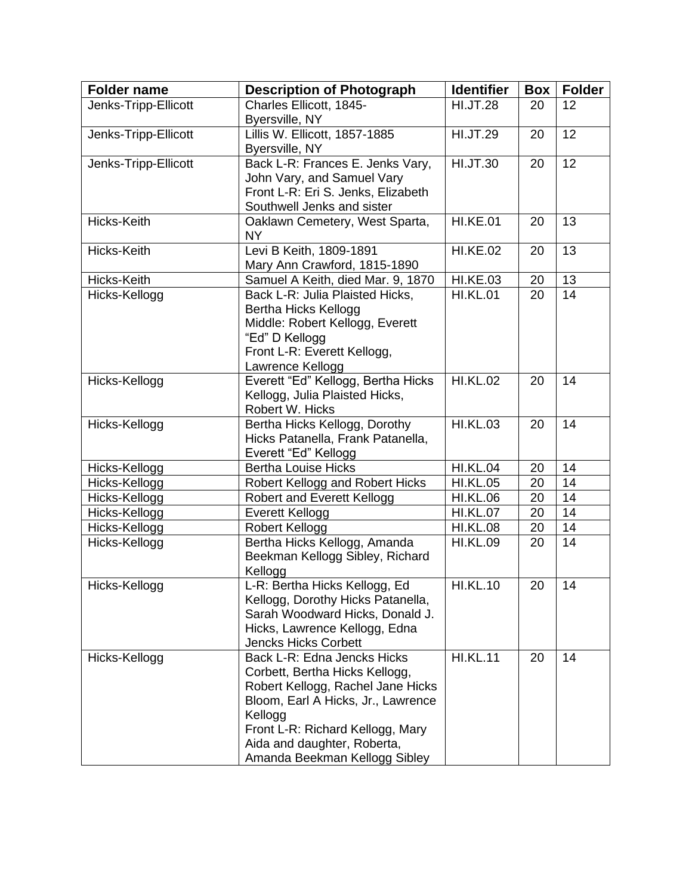| Folder name | Description of Photograph | Identifier | Box | Folder |
| --- | --- | --- | --- | --- |
| Jenks-Tripp-Ellicott | Charles Ellicott, 1845-<br>Byersville, NY | HI.JT.28 | 20 | 12 |
| Jenks-Tripp-Ellicott | Lillis W. Ellicott, 1857-1885<br>Byersville, NY | HI.JT.29 | 20 | 12 |
| Jenks-Tripp-Ellicott | Back L-R: Frances E. Jenks Vary, John Vary, and Samuel Vary<br>Front L-R: Eri S. Jenks, Elizabeth Southwell Jenks and sister | HI.JT.30 | 20 | 12 |
| Hicks-Keith | Oaklawn Cemetery, West Sparta, NY | HI.KE.01 | 20 | 13 |
| Hicks-Keith | Levi B Keith, 1809-1891<br>Mary Ann Crawford, 1815-1890 | HI.KE.02 | 20 | 13 |
| Hicks-Keith | Samuel A Keith, died Mar. 9, 1870 | HI.KE.03 | 20 | 13 |
| Hicks-Kellogg | Back L-R: Julia Plaisted Hicks, Bertha Hicks Kellogg<br>Middle: Robert Kellogg, Everett "Ed" D Kellogg<br>Front L-R: Everett Kellogg, Lawrence Kellogg | HI.KL.01 | 20 | 14 |
| Hicks-Kellogg | Everett "Ed" Kellogg, Bertha Hicks Kellogg, Julia Plaisted Hicks, Robert W. Hicks | HI.KL.02 | 20 | 14 |
| Hicks-Kellogg | Bertha Hicks Kellogg, Dorothy Hicks Patanella, Frank Patanella, Everett "Ed" Kellogg | HI.KL.03 | 20 | 14 |
| Hicks-Kellogg | Bertha Louise Hicks | HI.KL.04 | 20 | 14 |
| Hicks-Kellogg | Robert Kellogg and Robert Hicks | HI.KL.05 | 20 | 14 |
| Hicks-Kellogg | Robert and Everett Kellogg | HI.KL.06 | 20 | 14 |
| Hicks-Kellogg | Everett Kellogg | HI.KL.07 | 20 | 14 |
| Hicks-Kellogg | Robert Kellogg | HI.KL.08 | 20 | 14 |
| Hicks-Kellogg | Bertha Hicks Kellogg, Amanda Beekman Kellogg Sibley, Richard Kellogg | HI.KL.09 | 20 | 14 |
| Hicks-Kellogg | L-R: Bertha Hicks Kellogg, Ed Kellogg, Dorothy Hicks Patanella, Sarah Woodward Hicks, Donald J. Hicks, Lawrence Kellogg, Edna Jencks Hicks Corbett | HI.KL.10 | 20 | 14 |
| Hicks-Kellogg | Back L-R: Edna Jencks Hicks Corbett, Bertha Hicks Kellogg, Robert Kellogg, Rachel Jane Hicks Bloom, Earl A Hicks, Jr., Lawrence Kellogg<br>Front L-R: Richard Kellogg, Mary Aida and daughter, Roberta, Amanda Beekman Kellogg Sibley | HI.KL.11 | 20 | 14 |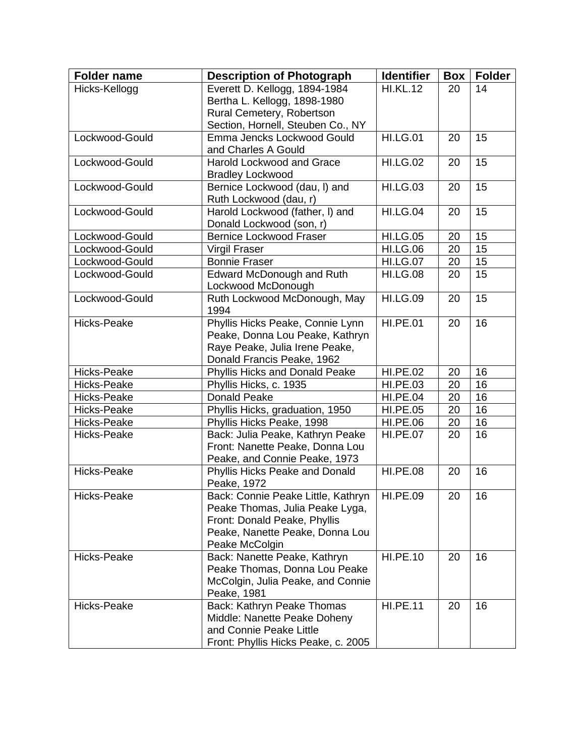| Folder name | Description of Photograph | Identifier | Box | Folder |
|---|---|---|---|---|
| Hicks-Kellogg | Everett D. Kellogg, 1894-1984 Bertha L. Kellogg, 1898-1980 Rural Cemetery, Robertson Section, Hornell, Steuben Co., NY | HI.KL.12 | 20 | 14 |
| Lockwood-Gould | Emma Jencks Lockwood Gould and Charles A Gould | HI.LG.01 | 20 | 15 |
| Lockwood-Gould | Harold Lockwood and Grace Bradley Lockwood | HI.LG.02 | 20 | 15 |
| Lockwood-Gould | Bernice Lockwood (dau, l) and Ruth Lockwood (dau, r) | HI.LG.03 | 20 | 15 |
| Lockwood-Gould | Harold Lockwood (father, l) and Donald Lockwood (son, r) | HI.LG.04 | 20 | 15 |
| Lockwood-Gould | Bernice Lockwood Fraser | HI.LG.05 | 20 | 15 |
| Lockwood-Gould | Virgil Fraser | HI.LG.06 | 20 | 15 |
| Lockwood-Gould | Bonnie Fraser | HI.LG.07 | 20 | 15 |
| Lockwood-Gould | Edward McDonough and Ruth Lockwood McDonough | HI.LG.08 | 20 | 15 |
| Lockwood-Gould | Ruth Lockwood McDonough, May 1994 | HI.LG.09 | 20 | 15 |
| Hicks-Peake | Phyllis Hicks Peake, Connie Lynn Peake, Donna Lou Peake, Kathryn Raye Peake, Julia Irene Peake, Donald Francis Peake, 1962 | HI.PE.01 | 20 | 16 |
| Hicks-Peake | Phyllis Hicks and Donald Peake | HI.PE.02 | 20 | 16 |
| Hicks-Peake | Phyllis Hicks, c. 1935 | HI.PE.03 | 20 | 16 |
| Hicks-Peake | Donald Peake | HI.PE.04 | 20 | 16 |
| Hicks-Peake | Phyllis Hicks, graduation, 1950 | HI.PE.05 | 20 | 16 |
| Hicks-Peake | Phyllis Hicks Peake, 1998 | HI.PE.06 | 20 | 16 |
| Hicks-Peake | Back: Julia Peake, Kathryn Peake Front: Nanette Peake, Donna Lou Peake, and Connie Peake, 1973 | HI.PE.07 | 20 | 16 |
| Hicks-Peake | Phyllis Hicks Peake and Donald Peake, 1972 | HI.PE.08 | 20 | 16 |
| Hicks-Peake | Back: Connie Peake Little, Kathryn Peake Thomas, Julia Peake Lyga, Front: Donald Peake, Phyllis Peake, Nanette Peake, Donna Lou Peake McColgin | HI.PE.09 | 20 | 16 |
| Hicks-Peake | Back: Nanette Peake, Kathryn Peake Thomas, Donna Lou Peake McColgin, Julia Peake, and Connie Peake, 1981 | HI.PE.10 | 20 | 16 |
| Hicks-Peake | Back: Kathryn Peake Thomas Middle: Nanette Peake Doheny and Connie Peake Little Front: Phyllis Hicks Peake, c. 2005 | HI.PE.11 | 20 | 16 |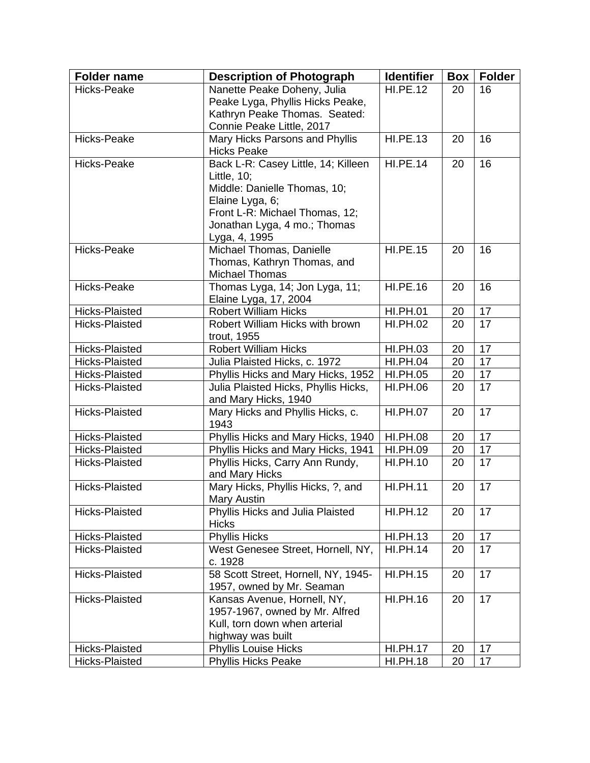| Folder name | Description of Photograph | Identifier | Box | Folder |
|---|---|---|---|---|
| Hicks-Peake | Nanette Peake Doheny, Julia Peake Lyga, Phyllis Hicks Peake, Kathryn Peake Thomas. Seated: Connie Peake Little, 2017 | HI.PE.12 | 20 | 16 |
| Hicks-Peake | Mary Hicks Parsons and Phyllis Hicks Peake | HI.PE.13 | 20 | 16 |
| Hicks-Peake | Back L-R: Casey Little, 14; Killeen Little, 10;<br>Middle: Danielle Thomas, 10; Elaine Lyga, 6;<br>Front L-R: Michael Thomas, 12; Jonathan Lyga, 4 mo.; Thomas Lyga, 4, 1995 | HI.PE.14 | 20 | 16 |
| Hicks-Peake | Michael Thomas, Danielle Thomas, Kathryn Thomas, and Michael Thomas | HI.PE.15 | 20 | 16 |
| Hicks-Peake | Thomas Lyga, 14; Jon Lyga, 11; Elaine Lyga, 17, 2004 | HI.PE.16 | 20 | 16 |
| Hicks-Plaisted | Robert William Hicks | HI.PH.01 | 20 | 17 |
| Hicks-Plaisted | Robert William Hicks with brown trout, 1955 | HI.PH.02 | 20 | 17 |
| Hicks-Plaisted | Robert William Hicks | HI.PH.03 | 20 | 17 |
| Hicks-Plaisted | Julia Plaisted Hicks, c. 1972 | HI.PH.04 | 20 | 17 |
| Hicks-Plaisted | Phyllis Hicks and Mary Hicks, 1952 | HI.PH.05 | 20 | 17 |
| Hicks-Plaisted | Julia Plaisted Hicks, Phyllis Hicks, and Mary Hicks, 1940 | HI.PH.06 | 20 | 17 |
| Hicks-Plaisted | Mary Hicks and Phyllis Hicks, c. 1943 | HI.PH.07 | 20 | 17 |
| Hicks-Plaisted | Phyllis Hicks and Mary Hicks, 1940 | HI.PH.08 | 20 | 17 |
| Hicks-Plaisted | Phyllis Hicks and Mary Hicks, 1941 | HI.PH.09 | 20 | 17 |
| Hicks-Plaisted | Phyllis Hicks, Carry Ann Rundy, and Mary Hicks | HI.PH.10 | 20 | 17 |
| Hicks-Plaisted | Mary Hicks, Phyllis Hicks, ?, and Mary Austin | HI.PH.11 | 20 | 17 |
| Hicks-Plaisted | Phyllis Hicks and Julia Plaisted Hicks | HI.PH.12 | 20 | 17 |
| Hicks-Plaisted | Phyllis Hicks | HI.PH.13 | 20 | 17 |
| Hicks-Plaisted | West Genesee Street, Hornell, NY, c. 1928 | HI.PH.14 | 20 | 17 |
| Hicks-Plaisted | 58 Scott Street, Hornell, NY, 1945-1957, owned by Mr. Seaman | HI.PH.15 | 20 | 17 |
| Hicks-Plaisted | Kansas Avenue, Hornell, NY, 1957-1967, owned by Mr. Alfred Kull, torn down when arterial highway was built | HI.PH.16 | 20 | 17 |
| Hicks-Plaisted | Phyllis Louise Hicks | HI.PH.17 | 20 | 17 |
| Hicks-Plaisted | Phyllis Hicks Peake | HI.PH.18 | 20 | 17 |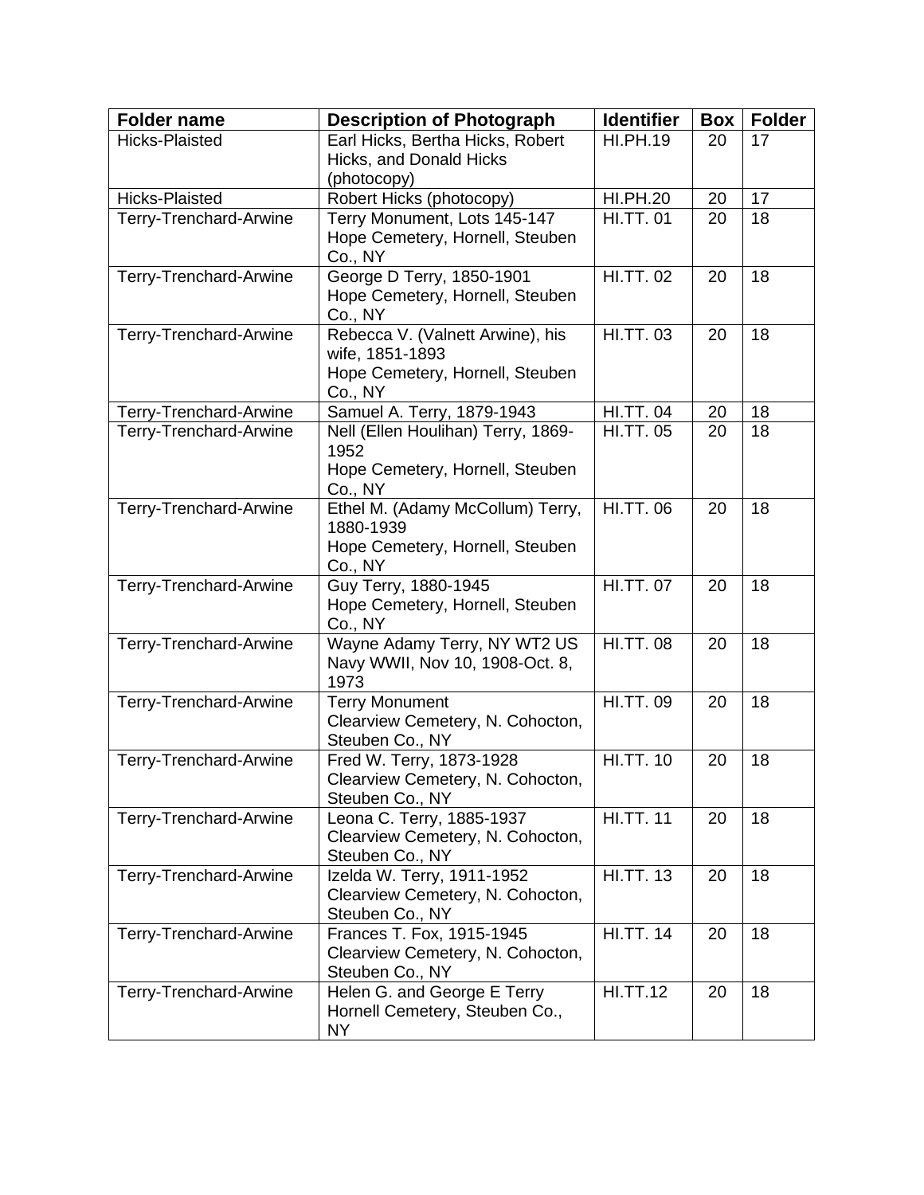| Folder name | Description of Photograph | Identifier | Box | Folder |
|---|---|---|---|---|
| Hicks-Plaisted | Earl Hicks, Bertha Hicks, Robert Hicks, and Donald Hicks (photocopy) | HI.PH.19 | 20 | 17 |
| Hicks-Plaisted | Robert Hicks (photocopy) | HI.PH.20 | 20 | 17 |
| Terry-Trenchard-Arwine | Terry Monument, Lots 145-147 Hope Cemetery, Hornell, Steuben Co., NY | HI.TT. 01 | 20 | 18 |
| Terry-Trenchard-Arwine | George D Terry, 1850-1901 Hope Cemetery, Hornell, Steuben Co., NY | HI.TT. 02 | 20 | 18 |
| Terry-Trenchard-Arwine | Rebecca V. (Valnett Arwine), his wife, 1851-1893 Hope Cemetery, Hornell, Steuben Co., NY | HI.TT. 03 | 20 | 18 |
| Terry-Trenchard-Arwine | Samuel A. Terry, 1879-1943 | HI.TT. 04 | 20 | 18 |
| Terry-Trenchard-Arwine | Nell (Ellen Houlihan) Terry, 1869-1952 Hope Cemetery, Hornell, Steuben Co., NY | HI.TT. 05 | 20 | 18 |
| Terry-Trenchard-Arwine | Ethel M. (Adamy McCollum) Terry, 1880-1939 Hope Cemetery, Hornell, Steuben Co., NY | HI.TT. 06 | 20 | 18 |
| Terry-Trenchard-Arwine | Guy Terry, 1880-1945 Hope Cemetery, Hornell, Steuben Co., NY | HI.TT. 07 | 20 | 18 |
| Terry-Trenchard-Arwine | Wayne Adamy Terry, NY WT2 US Navy WWII, Nov 10, 1908-Oct. 8, 1973 | HI.TT. 08 | 20 | 18 |
| Terry-Trenchard-Arwine | Terry Monument Clearview Cemetery, N. Cohocton, Steuben Co., NY | HI.TT. 09 | 20 | 18 |
| Terry-Trenchard-Arwine | Fred W. Terry, 1873-1928 Clearview Cemetery, N. Cohocton, Steuben Co., NY | HI.TT. 10 | 20 | 18 |
| Terry-Trenchard-Arwine | Leona C. Terry, 1885-1937 Clearview Cemetery, N. Cohocton, Steuben Co., NY | HI.TT. 11 | 20 | 18 |
| Terry-Trenchard-Arwine | Izelda W. Terry, 1911-1952 Clearview Cemetery, N. Cohocton, Steuben Co., NY | HI.TT. 13 | 20 | 18 |
| Terry-Trenchard-Arwine | Frances T. Fox, 1915-1945 Clearview Cemetery, N. Cohocton, Steuben Co., NY | HI.TT. 14 | 20 | 18 |
| Terry-Trenchard-Arwine | Helen G. and George E Terry Hornell Cemetery, Steuben Co., NY | HI.TT.12 | 20 | 18 |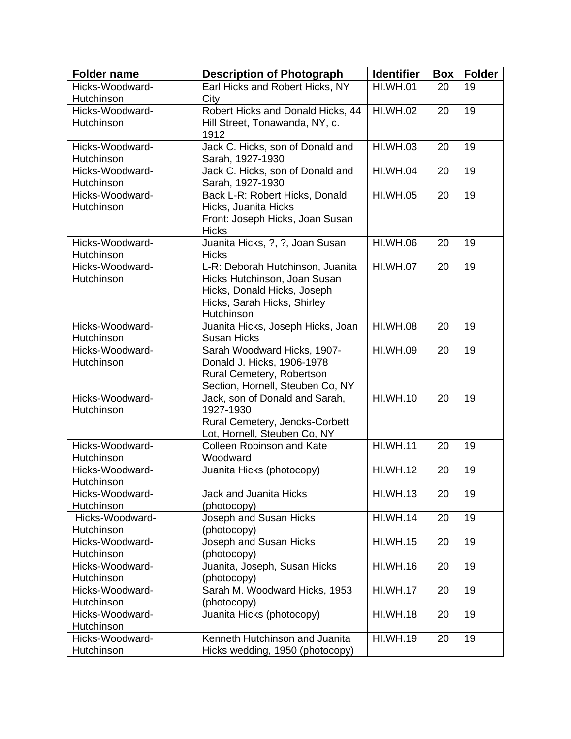| Folder name | Description of Photograph | Identifier | Box | Folder |
|---|---|---|---|---|
| Hicks-Woodward-Hutchinson | Earl Hicks and Robert Hicks, NY City | HI.WH.01 | 20 | 19 |
| Hicks-Woodward-Hutchinson | Robert Hicks and Donald Hicks, 44 Hill Street, Tonawanda, NY, c. 1912 | HI.WH.02 | 20 | 19 |
| Hicks-Woodward-Hutchinson | Jack C. Hicks, son of Donald and Sarah, 1927-1930 | HI.WH.03 | 20 | 19 |
| Hicks-Woodward-Hutchinson | Jack C. Hicks, son of Donald and Sarah, 1927-1930 | HI.WH.04 | 20 | 19 |
| Hicks-Woodward-Hutchinson | Back L-R: Robert Hicks, Donald Hicks, Juanita Hicks<br>Front: Joseph Hicks, Joan Susan Hicks | HI.WH.05 | 20 | 19 |
| Hicks-Woodward-Hutchinson | Juanita Hicks, ?, ?, Joan Susan Hicks | HI.WH.06 | 20 | 19 |
| Hicks-Woodward-Hutchinson | L-R: Deborah Hutchinson, Juanita Hicks Hutchinson, Joan Susan Hicks, Donald Hicks, Joseph Hicks, Sarah Hicks, Shirley Hutchinson | HI.WH.07 | 20 | 19 |
| Hicks-Woodward-Hutchinson | Juanita Hicks, Joseph Hicks, Joan Susan Hicks | HI.WH.08 | 20 | 19 |
| Hicks-Woodward-Hutchinson | Sarah Woodward Hicks, 1907-<br>Donald J. Hicks, 1906-1978<br>Rural Cemetery, Robertson Section, Hornell, Steuben Co, NY | HI.WH.09 | 20 | 19 |
| Hicks-Woodward-Hutchinson | Jack, son of Donald and Sarah, 1927-1930<br>Rural Cemetery, Jencks-Corbett Lot, Hornell, Steuben Co, NY | HI.WH.10 | 20 | 19 |
| Hicks-Woodward-Hutchinson | Colleen Robinson and Kate Woodward | HI.WH.11 | 20 | 19 |
| Hicks-Woodward-Hutchinson | Juanita Hicks (photocopy) | HI.WH.12 | 20 | 19 |
| Hicks-Woodward-Hutchinson | Jack and Juanita Hicks (photocopy) | HI.WH.13 | 20 | 19 |
| Hicks-Woodward-Hutchinson | Joseph and Susan Hicks (photocopy) | HI.WH.14 | 20 | 19 |
| Hicks-Woodward-Hutchinson | Joseph and Susan Hicks (photocopy) | HI.WH.15 | 20 | 19 |
| Hicks-Woodward-Hutchinson | Juanita, Joseph, Susan Hicks (photocopy) | HI.WH.16 | 20 | 19 |
| Hicks-Woodward-Hutchinson | Sarah M. Woodward Hicks, 1953 (photocopy) | HI.WH.17 | 20 | 19 |
| Hicks-Woodward-Hutchinson | Juanita Hicks (photocopy) | HI.WH.18 | 20 | 19 |
| Hicks-Woodward-Hutchinson | Kenneth Hutchinson and Juanita Hicks wedding, 1950 (photocopy) | HI.WH.19 | 20 | 19 |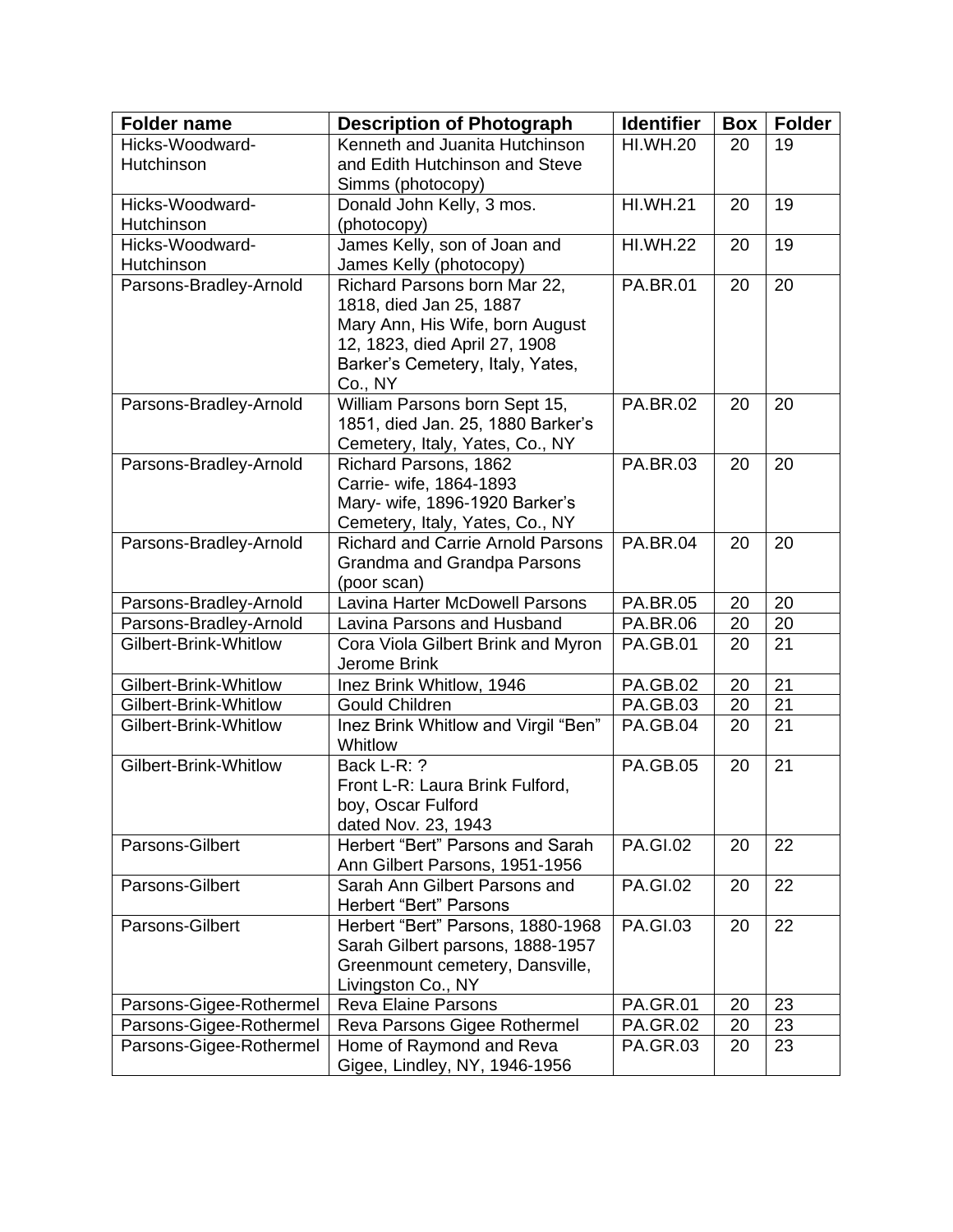| Folder name | Description of Photograph | Identifier | Box | Folder |
|---|---|---|---|---|
| Hicks-Woodward-Hutchinson | Kenneth and Juanita Hutchinson and Edith Hutchinson and Steve Simms (photocopy) | HI.WH.20 | 20 | 19 |
| Hicks-Woodward-Hutchinson | Donald John Kelly, 3 mos. (photocopy) | HI.WH.21 | 20 | 19 |
| Hicks-Woodward-Hutchinson | James Kelly, son of Joan and James Kelly (photocopy) | HI.WH.22 | 20 | 19 |
| Parsons-Bradley-Arnold | Richard Parsons born Mar 22, 1818, died Jan 25, 1887 Mary Ann, His Wife, born August 12, 1823, died April 27, 1908 Barker's Cemetery, Italy, Yates, Co., NY | PA.BR.01 | 20 | 20 |
| Parsons-Bradley-Arnold | William Parsons born Sept 15, 1851, died Jan. 25, 1880 Barker's Cemetery, Italy, Yates, Co., NY | PA.BR.02 | 20 | 20 |
| Parsons-Bradley-Arnold | Richard Parsons, 1862 Carrie- wife, 1864-1893 Mary- wife, 1896-1920 Barker's Cemetery, Italy, Yates, Co., NY | PA.BR.03 | 20 | 20 |
| Parsons-Bradley-Arnold | Richard and Carrie Arnold Parsons Grandma and Grandpa Parsons (poor scan) | PA.BR.04 | 20 | 20 |
| Parsons-Bradley-Arnold | Lavina Harter McDowell Parsons | PA.BR.05 | 20 | 20 |
| Parsons-Bradley-Arnold | Lavina Parsons and Husband | PA.BR.06 | 20 | 20 |
| Gilbert-Brink-Whitlow | Cora Viola Gilbert Brink and Myron Jerome Brink | PA.GB.01 | 20 | 21 |
| Gilbert-Brink-Whitlow | Inez Brink Whitlow, 1946 | PA.GB.02 | 20 | 21 |
| Gilbert-Brink-Whitlow | Gould Children | PA.GB.03 | 20 | 21 |
| Gilbert-Brink-Whitlow | Inez Brink Whitlow and Virgil "Ben" Whitlow | PA.GB.04 | 20 | 21 |
| Gilbert-Brink-Whitlow | Back L-R: ? Front L-R: Laura Brink Fulford, boy, Oscar Fulford dated Nov. 23, 1943 | PA.GB.05 | 20 | 21 |
| Parsons-Gilbert | Herbert "Bert" Parsons and Sarah Ann Gilbert Parsons, 1951-1956 | PA.GI.02 | 20 | 22 |
| Parsons-Gilbert | Sarah Ann Gilbert Parsons and Herbert "Bert" Parsons | PA.GI.02 | 20 | 22 |
| Parsons-Gilbert | Herbert "Bert" Parsons, 1880-1968 Sarah Gilbert parsons, 1888-1957 Greenmount cemetery, Dansville, Livingston Co., NY | PA.GI.03 | 20 | 22 |
| Parsons-Gigee-Rothermel | Reva Elaine Parsons | PA.GR.01 | 20 | 23 |
| Parsons-Gigee-Rothermel | Reva Parsons Gigee Rothermel | PA.GR.02 | 20 | 23 |
| Parsons-Gigee-Rothermel | Home of Raymond and Reva Gigee, Lindley, NY, 1946-1956 | PA.GR.03 | 20 | 23 |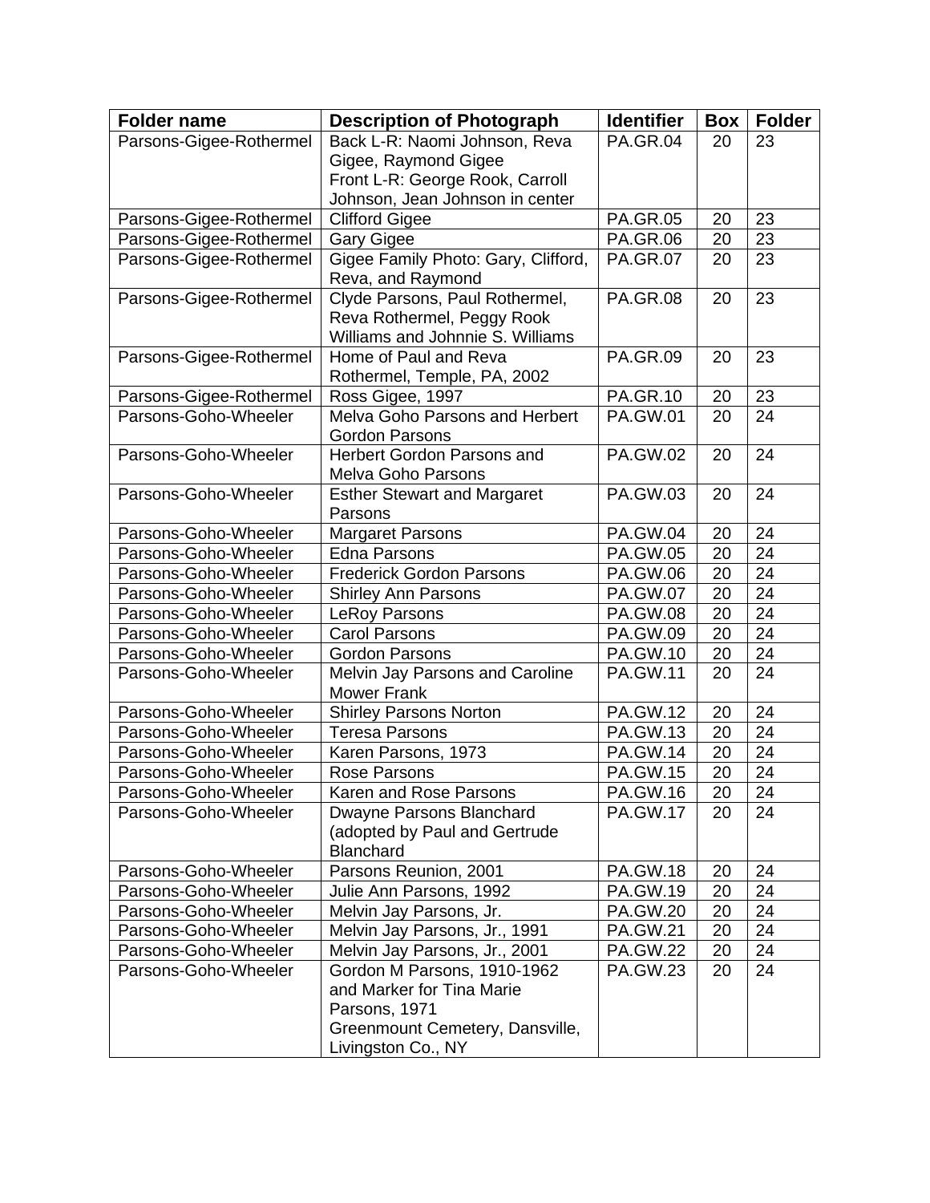| Folder name | Description of Photograph | Identifier | Box | Folder |
|---|---|---|---|---|
| Parsons-Gigee-Rothermel | Back L-R: Naomi Johnson, Reva Gigee, Raymond Gigee<br>Front L-R: George Rook, Carroll Johnson, Jean Johnson in center | PA.GR.04 | 20 | 23 |
| Parsons-Gigee-Rothermel | Clifford Gigee | PA.GR.05 | 20 | 23 |
| Parsons-Gigee-Rothermel | Gary Gigee | PA.GR.06 | 20 | 23 |
| Parsons-Gigee-Rothermel | Gigee Family Photo: Gary, Clifford, Reva, and Raymond | PA.GR.07 | 20 | 23 |
| Parsons-Gigee-Rothermel | Clyde Parsons, Paul Rothermel, Reva Rothermel, Peggy Rook Williams and Johnnie S. Williams | PA.GR.08 | 20 | 23 |
| Parsons-Gigee-Rothermel | Home of Paul and Reva Rothermel, Temple, PA, 2002 | PA.GR.09 | 20 | 23 |
| Parsons-Gigee-Rothermel | Ross Gigee, 1997 | PA.GR.10 | 20 | 23 |
| Parsons-Goho-Wheeler | Melva Goho Parsons and Herbert Gordon Parsons | PA.GW.01 | 20 | 24 |
| Parsons-Goho-Wheeler | Herbert Gordon Parsons and Melva Goho Parsons | PA.GW.02 | 20 | 24 |
| Parsons-Goho-Wheeler | Esther Stewart and Margaret Parsons | PA.GW.03 | 20 | 24 |
| Parsons-Goho-Wheeler | Margaret Parsons | PA.GW.04 | 20 | 24 |
| Parsons-Goho-Wheeler | Edna Parsons | PA.GW.05 | 20 | 24 |
| Parsons-Goho-Wheeler | Frederick Gordon Parsons | PA.GW.06 | 20 | 24 |
| Parsons-Goho-Wheeler | Shirley Ann Parsons | PA.GW.07 | 20 | 24 |
| Parsons-Goho-Wheeler | LeRoy Parsons | PA.GW.08 | 20 | 24 |
| Parsons-Goho-Wheeler | Carol Parsons | PA.GW.09 | 20 | 24 |
| Parsons-Goho-Wheeler | Gordon Parsons | PA.GW.10 | 20 | 24 |
| Parsons-Goho-Wheeler | Melvin Jay Parsons and Caroline Mower Frank | PA.GW.11 | 20 | 24 |
| Parsons-Goho-Wheeler | Shirley Parsons Norton | PA.GW.12 | 20 | 24 |
| Parsons-Goho-Wheeler | Teresa Parsons | PA.GW.13 | 20 | 24 |
| Parsons-Goho-Wheeler | Karen Parsons, 1973 | PA.GW.14 | 20 | 24 |
| Parsons-Goho-Wheeler | Rose Parsons | PA.GW.15 | 20 | 24 |
| Parsons-Goho-Wheeler | Karen and Rose Parsons | PA.GW.16 | 20 | 24 |
| Parsons-Goho-Wheeler | Dwayne Parsons Blanchard (adopted by Paul and Gertrude Blanchard | PA.GW.17 | 20 | 24 |
| Parsons-Goho-Wheeler | Parsons Reunion, 2001 | PA.GW.18 | 20 | 24 |
| Parsons-Goho-Wheeler | Julie Ann Parsons, 1992 | PA.GW.19 | 20 | 24 |
| Parsons-Goho-Wheeler | Melvin Jay Parsons, Jr. | PA.GW.20 | 20 | 24 |
| Parsons-Goho-Wheeler | Melvin Jay Parsons, Jr., 1991 | PA.GW.21 | 20 | 24 |
| Parsons-Goho-Wheeler | Melvin Jay Parsons, Jr., 2001 | PA.GW.22 | 20 | 24 |
| Parsons-Goho-Wheeler | Gordon M Parsons, 1910-1962 and Marker for Tina Marie Parsons, 1971<br>Greenmount Cemetery, Dansville, Livingston Co., NY | PA.GW.23 | 20 | 24 |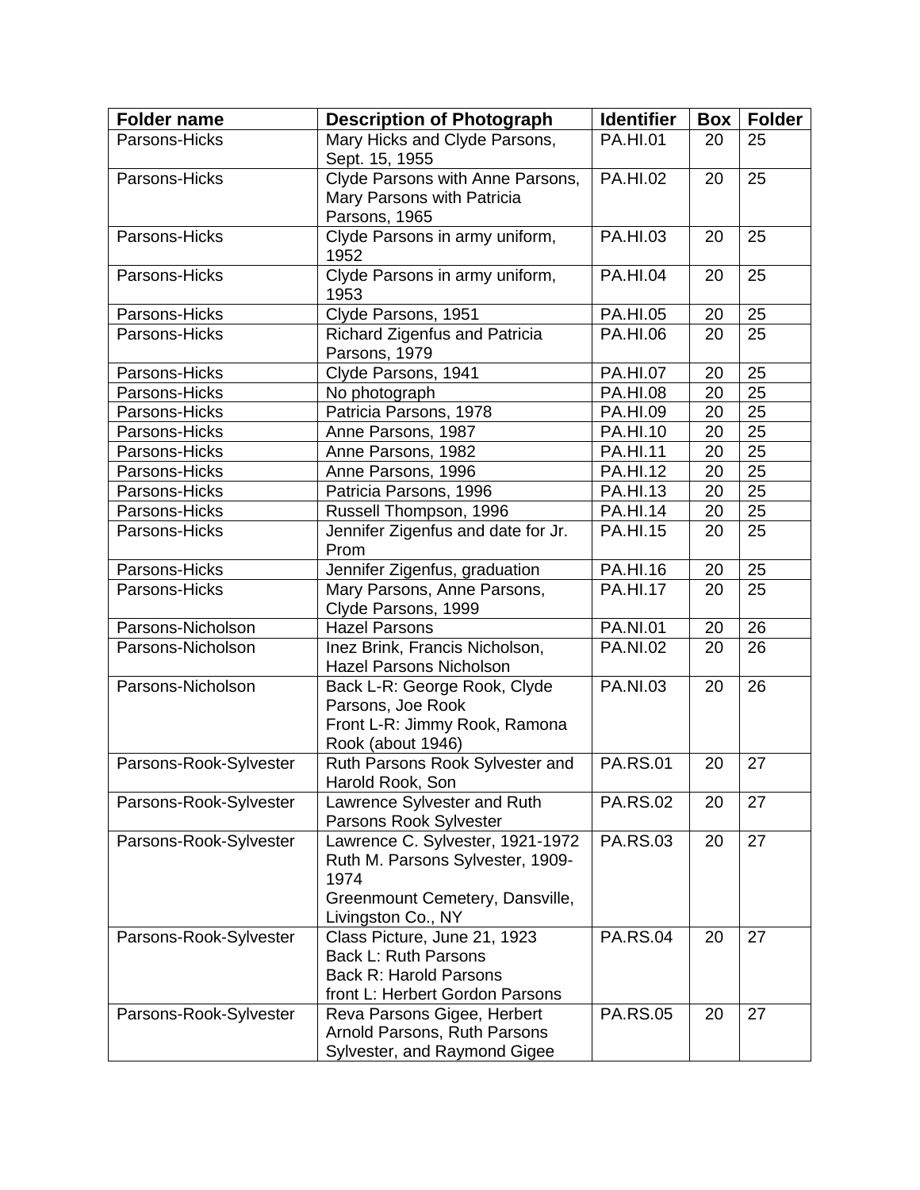| Folder name | Description of Photograph | Identifier | Box | Folder |
|---|---|---|---|---|
| Parsons-Hicks | Mary Hicks and Clyde Parsons, Sept. 15, 1955 | PA.HI.01 | 20 | 25 |
| Parsons-Hicks | Clyde Parsons with Anne Parsons, Mary Parsons with Patricia Parsons, 1965 | PA.HI.02 | 20 | 25 |
| Parsons-Hicks | Clyde Parsons in army uniform, 1952 | PA.HI.03 | 20 | 25 |
| Parsons-Hicks | Clyde Parsons in army uniform, 1953 | PA.HI.04 | 20 | 25 |
| Parsons-Hicks | Clyde Parsons, 1951 | PA.HI.05 | 20 | 25 |
| Parsons-Hicks | Richard Zigenfus and Patricia Parsons, 1979 | PA.HI.06 | 20 | 25 |
| Parsons-Hicks | Clyde Parsons, 1941 | PA.HI.07 | 20 | 25 |
| Parsons-Hicks | No photograph | PA.HI.08 | 20 | 25 |
| Parsons-Hicks | Patricia Parsons, 1978 | PA.HI.09 | 20 | 25 |
| Parsons-Hicks | Anne Parsons, 1987 | PA.HI.10 | 20 | 25 |
| Parsons-Hicks | Anne Parsons, 1982 | PA.HI.11 | 20 | 25 |
| Parsons-Hicks | Anne Parsons, 1996 | PA.HI.12 | 20 | 25 |
| Parsons-Hicks | Patricia Parsons, 1996 | PA.HI.13 | 20 | 25 |
| Parsons-Hicks | Russell Thompson, 1996 | PA.HI.14 | 20 | 25 |
| Parsons-Hicks | Jennifer Zigenfus and date for Jr. Prom | PA.HI.15 | 20 | 25 |
| Parsons-Hicks | Jennifer Zigenfus, graduation | PA.HI.16 | 20 | 25 |
| Parsons-Hicks | Mary Parsons, Anne Parsons, Clyde Parsons, 1999 | PA.HI.17 | 20 | 25 |
| Parsons-Nicholson | Hazel Parsons | PA.NI.01 | 20 | 26 |
| Parsons-Nicholson | Inez Brink, Francis Nicholson, Hazel Parsons Nicholson | PA.NI.02 | 20 | 26 |
| Parsons-Nicholson | Back L-R: George Rook, Clyde Parsons, Joe Rook<br>Front L-R: Jimmy Rook, Ramona Rook (about 1946) | PA.NI.03 | 20 | 26 |
| Parsons-Rook-Sylvester | Ruth Parsons Rook Sylvester and Harold Rook, Son | PA.RS.01 | 20 | 27 |
| Parsons-Rook-Sylvester | Lawrence Sylvester and Ruth Parsons Rook Sylvester | PA.RS.02 | 20 | 27 |
| Parsons-Rook-Sylvester | Lawrence C. Sylvester, 1921-1972<br>Ruth M. Parsons Sylvester, 1909-1974<br>Greenmount Cemetery, Dansville, Livingston Co., NY | PA.RS.03 | 20 | 27 |
| Parsons-Rook-Sylvester | Class Picture, June 21, 1923<br>Back L: Ruth Parsons<br>Back R: Harold Parsons<br>front L: Herbert Gordon Parsons | PA.RS.04 | 20 | 27 |
| Parsons-Rook-Sylvester | Reva Parsons Gigee, Herbert Arnold Parsons, Ruth Parsons Sylvester, and Raymond Gigee | PA.RS.05 | 20 | 27 |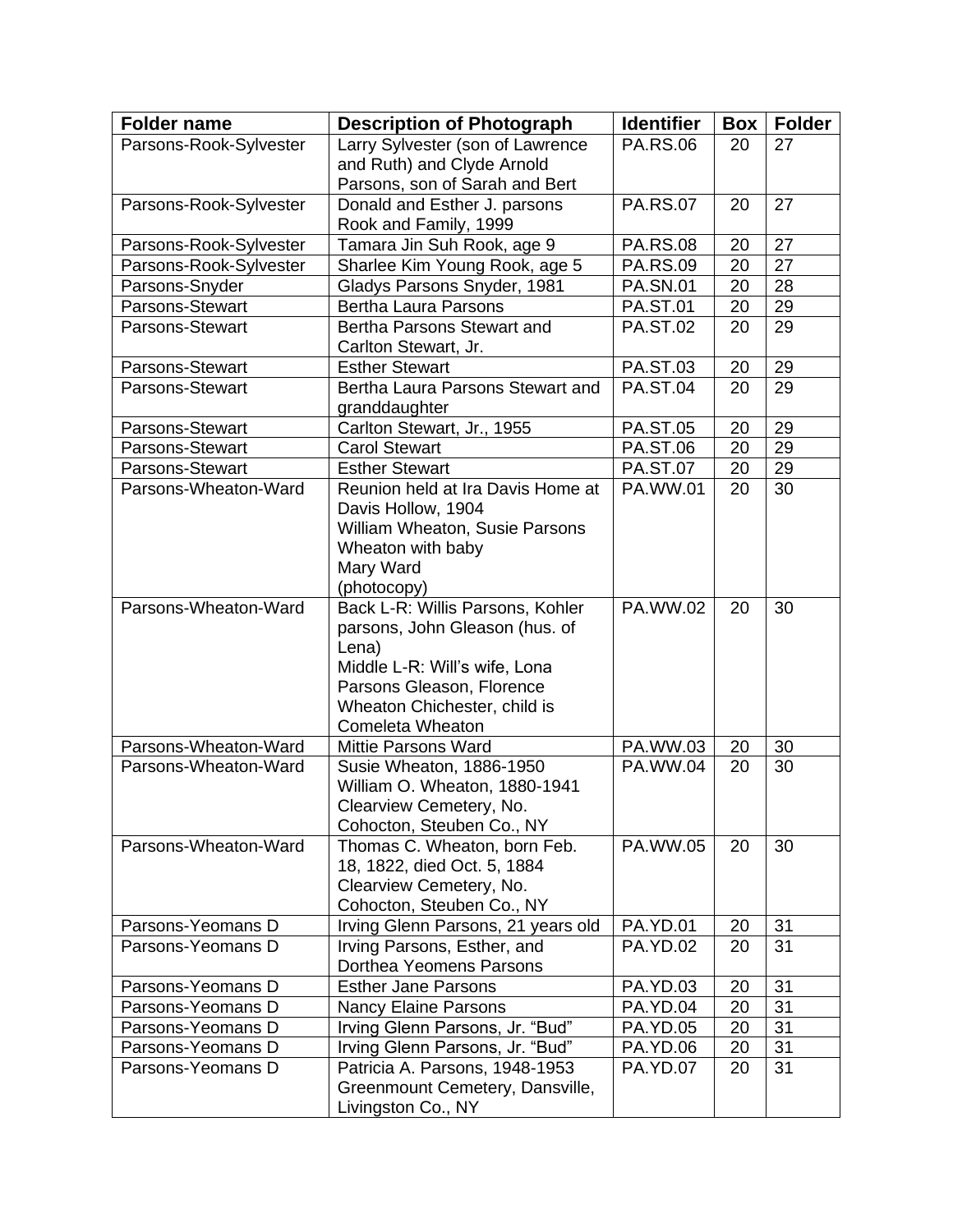| Folder name | Description of Photograph | Identifier | Box | Folder |
|---|---|---|---|---|
| Parsons-Rook-Sylvester | Larry Sylvester (son of Lawrence and Ruth) and Clyde Arnold Parsons, son of Sarah and Bert | PA.RS.06 | 20 | 27 |
| Parsons-Rook-Sylvester | Donald and Esther J. parsons Rook and Family, 1999 | PA.RS.07 | 20 | 27 |
| Parsons-Rook-Sylvester | Tamara Jin Suh Rook, age 9 | PA.RS.08 | 20 | 27 |
| Parsons-Rook-Sylvester | Sharlee Kim Young Rook, age 5 | PA.RS.09 | 20 | 27 |
| Parsons-Snyder | Gladys Parsons Snyder, 1981 | PA.SN.01 | 20 | 28 |
| Parsons-Stewart | Bertha Laura Parsons | PA.ST.01 | 20 | 29 |
| Parsons-Stewart | Bertha Parsons Stewart and Carlton Stewart, Jr. | PA.ST.02 | 20 | 29 |
| Parsons-Stewart | Esther Stewart | PA.ST.03 | 20 | 29 |
| Parsons-Stewart | Bertha Laura Parsons Stewart and granddaughter | PA.ST.04 | 20 | 29 |
| Parsons-Stewart | Carlton Stewart, Jr., 1955 | PA.ST.05 | 20 | 29 |
| Parsons-Stewart | Carol Stewart | PA.ST.06 | 20 | 29 |
| Parsons-Stewart | Esther Stewart | PA.ST.07 | 20 | 29 |
| Parsons-Wheaton-Ward | Reunion held at Ira Davis Home at Davis Hollow, 1904<br>William Wheaton, Susie Parsons Wheaton with baby<br>Mary Ward<br>(photocopy) | PA.WW.01 | 20 | 30 |
| Parsons-Wheaton-Ward | Back L-R: Willis Parsons, Kohler parsons, John Gleason (hus. of Lena)<br>Middle L-R: Will's wife, Lona Parsons Gleason, Florence Wheaton Chichester, child is Comeleta Wheaton | PA.WW.02 | 20 | 30 |
| Parsons-Wheaton-Ward | Mittie Parsons Ward | PA.WW.03 | 20 | 30 |
| Parsons-Wheaton-Ward | Susie Wheaton, 1886-1950<br>William O. Wheaton, 1880-1941<br>Clearview Cemetery, No. Cohocton, Steuben Co., NY | PA.WW.04 | 20 | 30 |
| Parsons-Wheaton-Ward | Thomas C. Wheaton, born Feb. 18, 1822, died Oct. 5, 1884<br>Clearview Cemetery, No. Cohocton, Steuben Co., NY | PA.WW.05 | 20 | 30 |
| Parsons-Yeomans D | Irving Glenn Parsons, 21 years old | PA.YD.01 | 20 | 31 |
| Parsons-Yeomans D | Irving Parsons, Esther, and Dorthea Yeomens Parsons | PA.YD.02 | 20 | 31 |
| Parsons-Yeomans D | Esther Jane Parsons | PA.YD.03 | 20 | 31 |
| Parsons-Yeomans D | Nancy Elaine Parsons | PA.YD.04 | 20 | 31 |
| Parsons-Yeomans D | Irving Glenn Parsons, Jr. "Bud" | PA.YD.05 | 20 | 31 |
| Parsons-Yeomans D | Irving Glenn Parsons, Jr. "Bud" | PA.YD.06 | 20 | 31 |
| Parsons-Yeomans D | Patricia A. Parsons, 1948-1953<br>Greenmount Cemetery, Dansville, Livingston Co., NY | PA.YD.07 | 20 | 31 |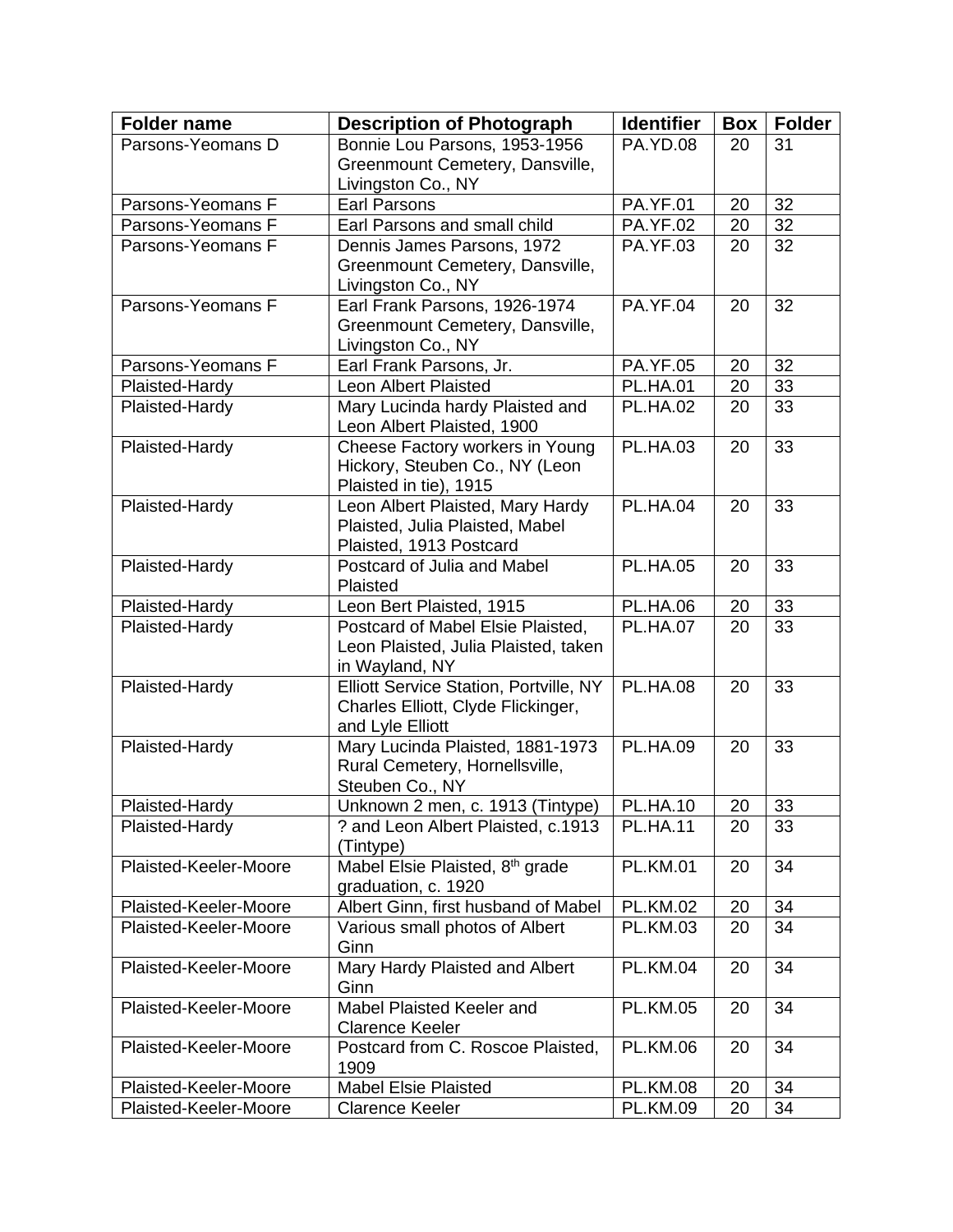| Folder name | Description of Photograph | Identifier | Box | Folder |
|---|---|---|---|---|
| Parsons-Yeomans D | Bonnie Lou Parsons, 1953-1956 Greenmount Cemetery, Dansville, Livingston Co., NY | PA.YD.08 | 20 | 31 |
| Parsons-Yeomans F | Earl Parsons | PA.YF.01 | 20 | 32 |
| Parsons-Yeomans F | Earl Parsons and small child | PA.YF.02 | 20 | 32 |
| Parsons-Yeomans F | Dennis James Parsons, 1972 Greenmount Cemetery, Dansville, Livingston Co., NY | PA.YF.03 | 20 | 32 |
| Parsons-Yeomans F | Earl Frank Parsons, 1926-1974 Greenmount Cemetery, Dansville, Livingston Co., NY | PA.YF.04 | 20 | 32 |
| Parsons-Yeomans F | Earl Frank Parsons, Jr. | PA.YF.05 | 20 | 32 |
| Plaisted-Hardy | Leon Albert Plaisted | PL.HA.01 | 20 | 33 |
| Plaisted-Hardy | Mary Lucinda hardy Plaisted and Leon Albert Plaisted, 1900 | PL.HA.02 | 20 | 33 |
| Plaisted-Hardy | Cheese Factory workers in Young Hickory, Steuben Co., NY (Leon Plaisted in tie), 1915 | PL.HA.03 | 20 | 33 |
| Plaisted-Hardy | Leon Albert Plaisted, Mary Hardy Plaisted, Julia Plaisted, Mabel Plaisted, 1913 Postcard | PL.HA.04 | 20 | 33 |
| Plaisted-Hardy | Postcard of Julia and Mabel Plaisted | PL.HA.05 | 20 | 33 |
| Plaisted-Hardy | Leon Bert Plaisted, 1915 | PL.HA.06 | 20 | 33 |
| Plaisted-Hardy | Postcard of Mabel Elsie Plaisted, Leon Plaisted, Julia Plaisted, taken in Wayland, NY | PL.HA.07 | 20 | 33 |
| Plaisted-Hardy | Elliott Service Station, Portville, NY Charles Elliott, Clyde Flickinger, and Lyle Elliott | PL.HA.08 | 20 | 33 |
| Plaisted-Hardy | Mary Lucinda Plaisted, 1881-1973 Rural Cemetery, Hornellsville, Steuben Co., NY | PL.HA.09 | 20 | 33 |
| Plaisted-Hardy | Unknown 2 men, c. 1913 (Tintype) | PL.HA.10 | 20 | 33 |
| Plaisted-Hardy | ? and Leon Albert Plaisted, c.1913 (Tintype) | PL.HA.11 | 20 | 33 |
| Plaisted-Keeler-Moore | Mabel Elsie Plaisted, 8th grade graduation, c. 1920 | PL.KM.01 | 20 | 34 |
| Plaisted-Keeler-Moore | Albert Ginn, first husband of Mabel | PL.KM.02 | 20 | 34 |
| Plaisted-Keeler-Moore | Various small photos of Albert Ginn | PL.KM.03 | 20 | 34 |
| Plaisted-Keeler-Moore | Mary Hardy Plaisted and Albert Ginn | PL.KM.04 | 20 | 34 |
| Plaisted-Keeler-Moore | Mabel Plaisted Keeler and Clarence Keeler | PL.KM.05 | 20 | 34 |
| Plaisted-Keeler-Moore | Postcard from C. Roscoe Plaisted, 1909 | PL.KM.06 | 20 | 34 |
| Plaisted-Keeler-Moore | Mabel Elsie Plaisted | PL.KM.08 | 20 | 34 |
| Plaisted-Keeler-Moore | Clarence Keeler | PL.KM.09 | 20 | 34 |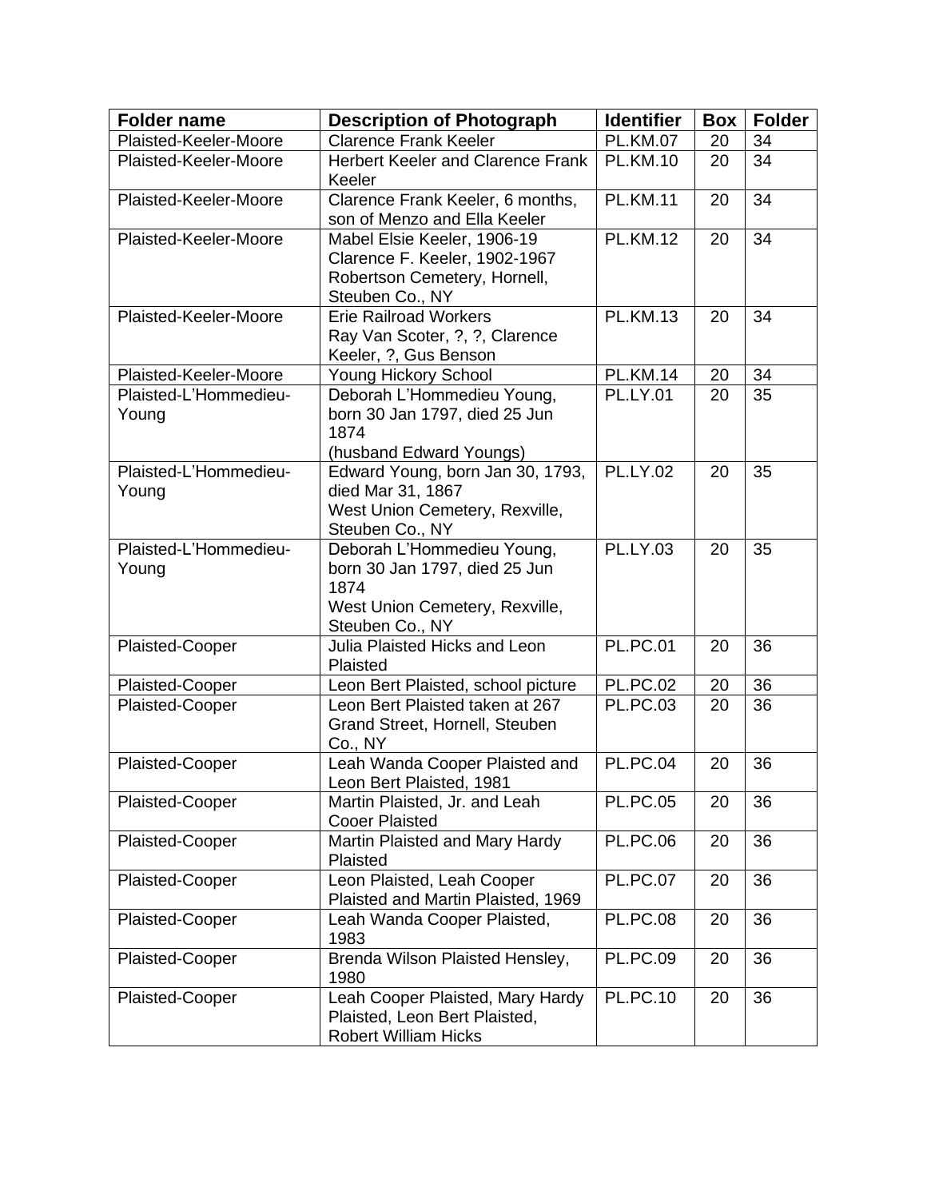| Folder name | Description of Photograph | Identifier | Box | Folder |
|---|---|---|---|---|
| Plaisted-Keeler-Moore | Clarence Frank Keeler | PL.KM.07 | 20 | 34 |
| Plaisted-Keeler-Moore | Herbert Keeler and Clarence Frank Keeler | PL.KM.10 | 20 | 34 |
| Plaisted-Keeler-Moore | Clarence Frank Keeler, 6 months, son of Menzo and Ella Keeler | PL.KM.11 | 20 | 34 |
| Plaisted-Keeler-Moore | Mabel Elsie Keeler, 1906-19<br>Clarence F. Keeler, 1902-1967<br>Robertson Cemetery, Hornell, Steuben Co., NY | PL.KM.12 | 20 | 34 |
| Plaisted-Keeler-Moore | Erie Railroad Workers<br>Ray Van Scoter, ?, ?, Clarence Keeler, ?, Gus Benson | PL.KM.13 | 20 | 34 |
| Plaisted-Keeler-Moore | Young Hickory School | PL.KM.14 | 20 | 34 |
| Plaisted-L'Hommedieu-Young | Deborah L'Hommedieu Young, born 30 Jan 1797, died 25 Jun 1874<br>(husband Edward Youngs) | PL.LY.01 | 20 | 35 |
| Plaisted-L'Hommedieu-Young | Edward Young, born Jan 30, 1793, died Mar 31, 1867<br>West Union Cemetery, Rexville, Steuben Co., NY | PL.LY.02 | 20 | 35 |
| Plaisted-L'Hommedieu-Young | Deborah L'Hommedieu Young, born 30 Jan 1797, died 25 Jun 1874<br>West Union Cemetery, Rexville, Steuben Co., NY | PL.LY.03 | 20 | 35 |
| Plaisted-Cooper | Julia Plaisted Hicks and Leon Plaisted | PL.PC.01 | 20 | 36 |
| Plaisted-Cooper | Leon Bert Plaisted, school picture | PL.PC.02 | 20 | 36 |
| Plaisted-Cooper | Leon Bert Plaisted taken at 267 Grand Street, Hornell, Steuben Co., NY | PL.PC.03 | 20 | 36 |
| Plaisted-Cooper | Leah Wanda Cooper Plaisted and Leon Bert Plaisted, 1981 | PL.PC.04 | 20 | 36 |
| Plaisted-Cooper | Martin Plaisted, Jr. and Leah Cooer Plaisted | PL.PC.05 | 20 | 36 |
| Plaisted-Cooper | Martin Plaisted and Mary Hardy Plaisted | PL.PC.06 | 20 | 36 |
| Plaisted-Cooper | Leon Plaisted, Leah Cooper Plaisted and Martin Plaisted, 1969 | PL.PC.07 | 20 | 36 |
| Plaisted-Cooper | Leah Wanda Cooper Plaisted, 1983 | PL.PC.08 | 20 | 36 |
| Plaisted-Cooper | Brenda Wilson Plaisted Hensley, 1980 | PL.PC.09 | 20 | 36 |
| Plaisted-Cooper | Leah Cooper Plaisted, Mary Hardy Plaisted, Leon Bert Plaisted, Robert William Hicks | PL.PC.10 | 20 | 36 |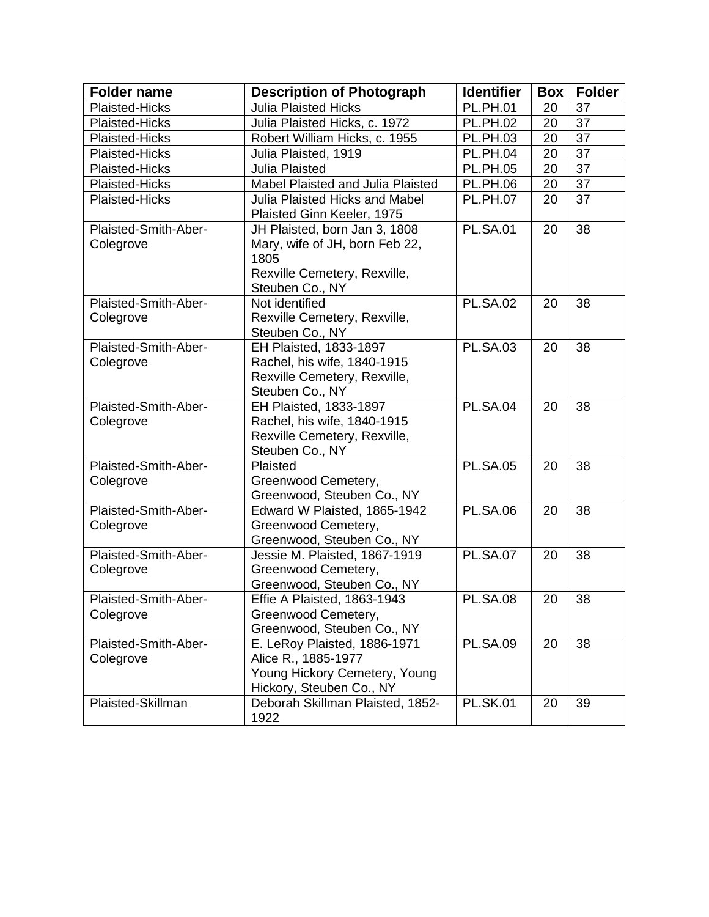| Folder name | Description of Photograph | Identifier | Box | Folder |
|---|---|---|---|---|
| Plaisted-Hicks | Julia Plaisted Hicks | PL.PH.01 | 20 | 37 |
| Plaisted-Hicks | Julia Plaisted Hicks, c. 1972 | PL.PH.02 | 20 | 37 |
| Plaisted-Hicks | Robert William Hicks, c. 1955 | PL.PH.03 | 20 | 37 |
| Plaisted-Hicks | Julia Plaisted, 1919 | PL.PH.04 | 20 | 37 |
| Plaisted-Hicks | Julia Plaisted | PL.PH.05 | 20 | 37 |
| Plaisted-Hicks | Mabel Plaisted and Julia Plaisted | PL.PH.06 | 20 | 37 |
| Plaisted-Hicks | Julia Plaisted Hicks and Mabel Plaisted Ginn Keeler, 1975 | PL.PH.07 | 20 | 37 |
| Plaisted-Smith-Aber-Colegrove | JH Plaisted, born Jan 3, 1808<br>Mary, wife of JH, born Feb 22, 1805<br>Rexville Cemetery, Rexville, Steuben Co., NY | PL.SA.01 | 20 | 38 |
| Plaisted-Smith-Aber-Colegrove | Not identified<br>Rexville Cemetery, Rexville, Steuben Co., NY | PL.SA.02 | 20 | 38 |
| Plaisted-Smith-Aber-Colegrove | EH Plaisted, 1833-1897<br>Rachel, his wife, 1840-1915<br>Rexville Cemetery, Rexville, Steuben Co., NY | PL.SA.03 | 20 | 38 |
| Plaisted-Smith-Aber-Colegrove | EH Plaisted, 1833-1897<br>Rachel, his wife, 1840-1915<br>Rexville Cemetery, Rexville, Steuben Co., NY | PL.SA.04 | 20 | 38 |
| Plaisted-Smith-Aber-Colegrove | Plaisted<br>Greenwood Cemetery, Greenwood, Steuben Co., NY | PL.SA.05 | 20 | 38 |
| Plaisted-Smith-Aber-Colegrove | Edward W Plaisted, 1865-1942<br>Greenwood Cemetery, Greenwood, Steuben Co., NY | PL.SA.06 | 20 | 38 |
| Plaisted-Smith-Aber-Colegrove | Jessie M. Plaisted, 1867-1919<br>Greenwood Cemetery, Greenwood, Steuben Co., NY | PL.SA.07 | 20 | 38 |
| Plaisted-Smith-Aber-Colegrove | Effie A Plaisted, 1863-1943<br>Greenwood Cemetery, Greenwood, Steuben Co., NY | PL.SA.08 | 20 | 38 |
| Plaisted-Smith-Aber-Colegrove | E. LeRoy Plaisted, 1886-1971<br>Alice R., 1885-1977<br>Young Hickory Cemetery, Young Hickory, Steuben Co., NY | PL.SA.09 | 20 | 38 |
| Plaisted-Skillman | Deborah Skillman Plaisted, 1852-1922 | PL.SK.01 | 20 | 39 |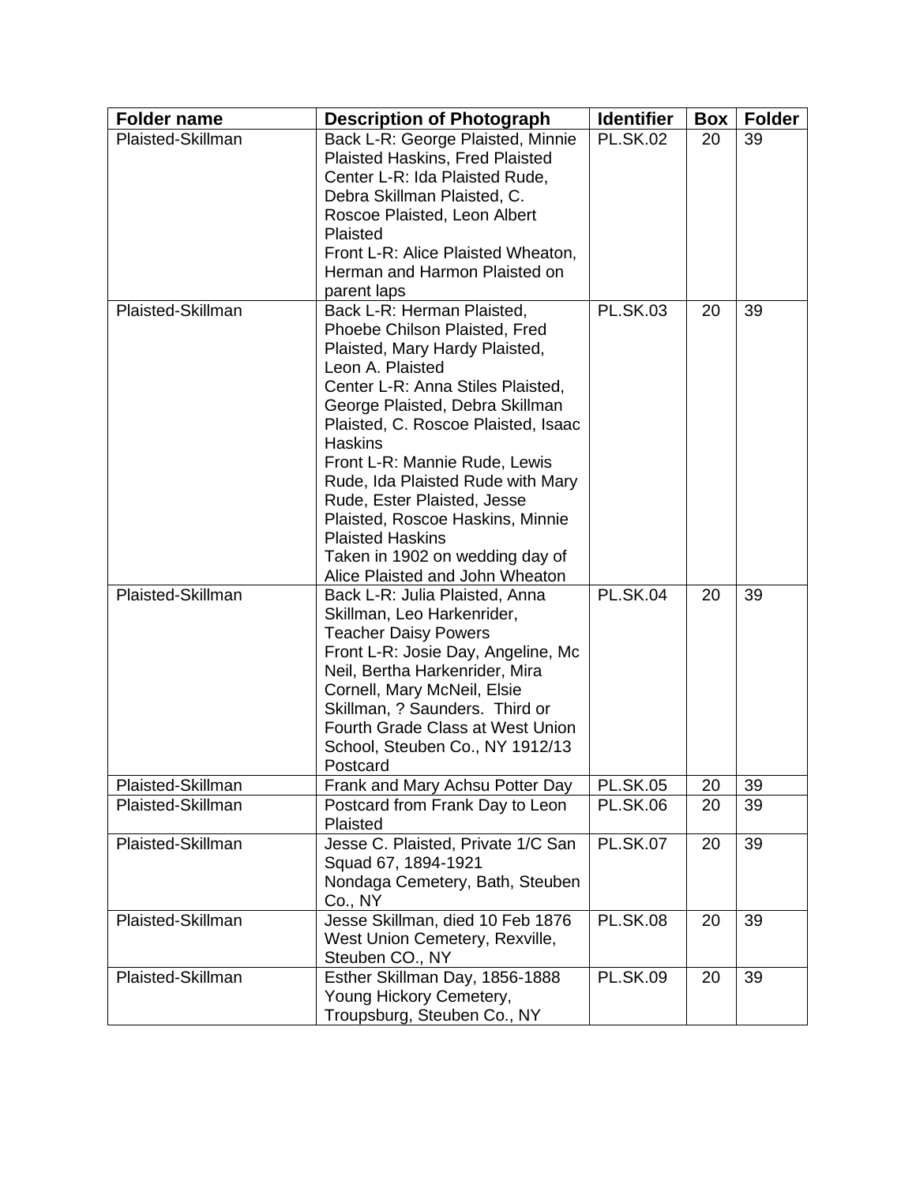| Folder name | Description of Photograph | Identifier | Box | Folder |
|---|---|---|---|---|
| Plaisted-Skillman | Back L-R: George Plaisted, Minnie Plaisted Haskins, Fred Plaisted<br>Center L-R: Ida Plaisted Rude, Debra Skillman Plaisted, C. Roscoe Plaisted, Leon Albert Plaisted<br>Front L-R: Alice Plaisted Wheaton, Herman and Harmon Plaisted on parent laps | PL.SK.02 | 20 | 39 |
| Plaisted-Skillman | Back L-R: Herman Plaisted, Phoebe Chilson Plaisted, Fred Plaisted, Mary Hardy Plaisted, Leon A. Plaisted<br>Center L-R: Anna Stiles Plaisted, George Plaisted, Debra Skillman Plaisted, C. Roscoe Plaisted, Isaac Haskins<br>Front L-R: Mannie Rude, Lewis Rude, Ida Plaisted Rude with Mary Rude, Ester Plaisted, Jesse Plaisted, Roscoe Haskins, Minnie Plaisted Haskins<br>Taken in 1902 on wedding day of Alice Plaisted and John Wheaton | PL.SK.03 | 20 | 39 |
| Plaisted-Skillman | Back L-R: Julia Plaisted, Anna Skillman, Leo Harkenrider, Teacher Daisy Powers<br>Front L-R: Josie Day, Angeline, Mc Neil, Bertha Harkenrider, Mira Cornell, Mary McNeil, Elsie Skillman, ? Saunders. Third or Fourth Grade Class at West Union School, Steuben Co., NY 1912/13 Postcard | PL.SK.04 | 20 | 39 |
| Plaisted-Skillman | Frank and Mary Achsu Potter Day | PL.SK.05 | 20 | 39 |
| Plaisted-Skillman | Postcard from Frank Day to Leon Plaisted | PL.SK.06 | 20 | 39 |
| Plaisted-Skillman | Jesse C. Plaisted, Private 1/C San Squad 67, 1894-1921<br>Nondaga Cemetery, Bath, Steuben Co., NY | PL.SK.07 | 20 | 39 |
| Plaisted-Skillman | Jesse Skillman, died 10 Feb 1876<br>West Union Cemetery, Rexville, Steuben CO., NY | PL.SK.08 | 20 | 39 |
| Plaisted-Skillman | Esther Skillman Day, 1856-1888<br>Young Hickory Cemetery, Troupsburg, Steuben Co., NY | PL.SK.09 | 20 | 39 |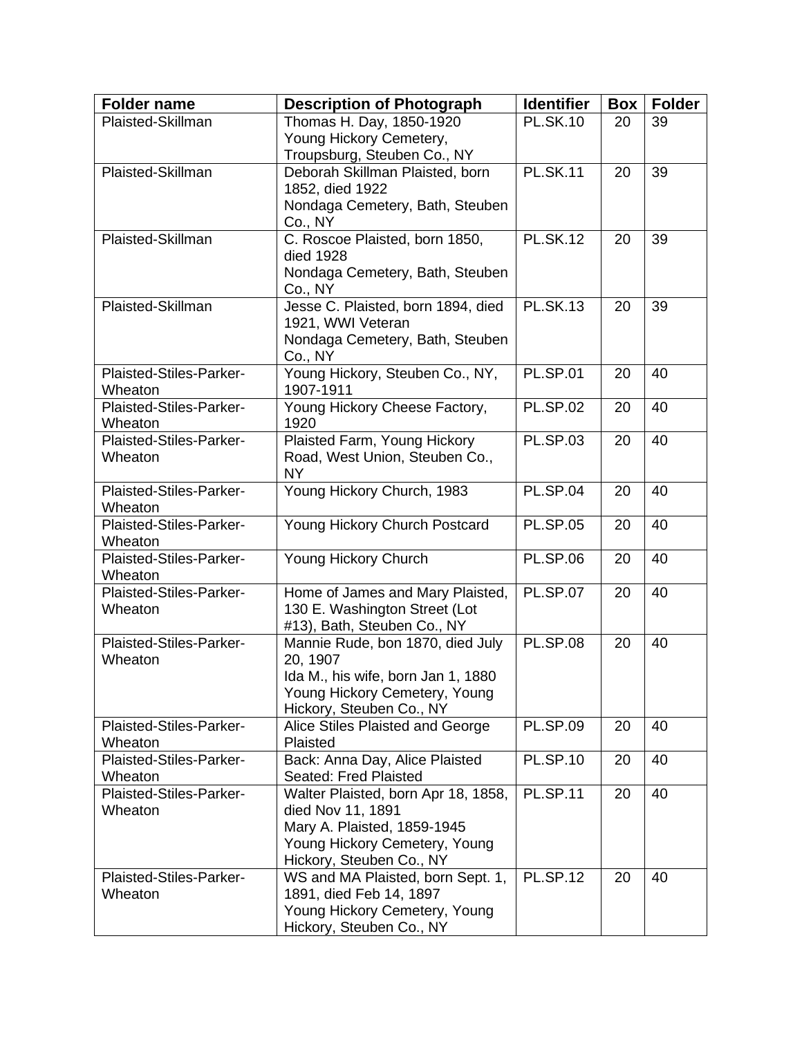| Folder name | Description of Photograph | Identifier | Box | Folder |
| --- | --- | --- | --- | --- |
| Plaisted-Skillman | Thomas H. Day, 1850-1920 Young Hickory Cemetery, Troupsburg, Steuben Co., NY | PL.SK.10 | 20 | 39 |
| Plaisted-Skillman | Deborah Skillman Plaisted, born 1852, died 1922 Nondaga Cemetery, Bath, Steuben Co., NY | PL.SK.11 | 20 | 39 |
| Plaisted-Skillman | C. Roscoe Plaisted, born 1850, died 1928 Nondaga Cemetery, Bath, Steuben Co., NY | PL.SK.12 | 20 | 39 |
| Plaisted-Skillman | Jesse C. Plaisted, born 1894, died 1921, WWI Veteran Nondaga Cemetery, Bath, Steuben Co., NY | PL.SK.13 | 20 | 39 |
| Plaisted-Stiles-Parker-Wheaton | Young Hickory, Steuben Co., NY, 1907-1911 | PL.SP.01 | 20 | 40 |
| Plaisted-Stiles-Parker-Wheaton | Young Hickory Cheese Factory, 1920 | PL.SP.02 | 20 | 40 |
| Plaisted-Stiles-Parker-Wheaton | Plaisted Farm, Young Hickory Road, West Union, Steuben Co., NY | PL.SP.03 | 20 | 40 |
| Plaisted-Stiles-Parker-Wheaton | Young Hickory Church, 1983 | PL.SP.04 | 20 | 40 |
| Plaisted-Stiles-Parker-Wheaton | Young Hickory Church Postcard | PL.SP.05 | 20 | 40 |
| Plaisted-Stiles-Parker-Wheaton | Young Hickory Church | PL.SP.06 | 20 | 40 |
| Plaisted-Stiles-Parker-Wheaton | Home of James and Mary Plaisted, 130 E. Washington Street (Lot #13), Bath, Steuben Co., NY | PL.SP.07 | 20 | 40 |
| Plaisted-Stiles-Parker-Wheaton | Mannie Rude, bon 1870, died July 20, 1907 Ida M., his wife, born Jan 1, 1880 Young Hickory Cemetery, Young Hickory, Steuben Co., NY | PL.SP.08 | 20 | 40 |
| Plaisted-Stiles-Parker-Wheaton | Alice Stiles Plaisted and George Plaisted | PL.SP.09 | 20 | 40 |
| Plaisted-Stiles-Parker-Wheaton | Back: Anna Day, Alice Plaisted Seated: Fred Plaisted | PL.SP.10 | 20 | 40 |
| Plaisted-Stiles-Parker-Wheaton | Walter Plaisted, born Apr 18, 1858, died Nov 11, 1891 Mary A. Plaisted, 1859-1945 Young Hickory Cemetery, Young Hickory, Steuben Co., NY | PL.SP.11 | 20 | 40 |
| Plaisted-Stiles-Parker-Wheaton | WS and MA Plaisted, born Sept. 1, 1891, died Feb 14, 1897 Young Hickory Cemetery, Young Hickory, Steuben Co., NY | PL.SP.12 | 20 | 40 |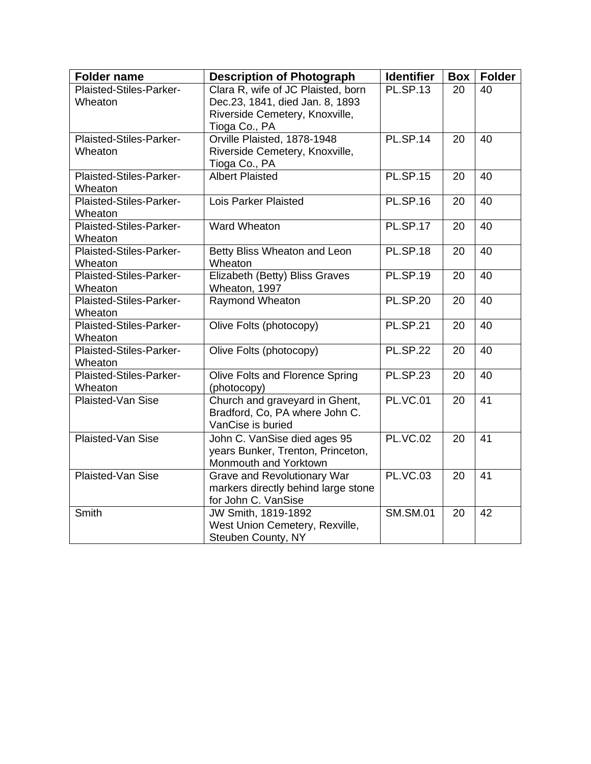| Folder name | Description of Photograph | Identifier | Box | Folder |
|---|---|---|---|---|
| Plaisted-Stiles-Parker-Wheaton | Clara R, wife of JC Plaisted, born Dec.23, 1841, died Jan. 8, 1893 Riverside Cemetery, Knoxville, Tioga Co., PA | PL.SP.13 | 20 | 40 |
| Plaisted-Stiles-Parker-Wheaton | Orville Plaisted, 1878-1948 Riverside Cemetery, Knoxville, Tioga Co., PA | PL.SP.14 | 20 | 40 |
| Plaisted-Stiles-Parker-Wheaton | Albert Plaisted | PL.SP.15 | 20 | 40 |
| Plaisted-Stiles-Parker-Wheaton | Lois Parker Plaisted | PL.SP.16 | 20 | 40 |
| Plaisted-Stiles-Parker-Wheaton | Ward Wheaton | PL.SP.17 | 20 | 40 |
| Plaisted-Stiles-Parker-Wheaton | Betty Bliss Wheaton and Leon Wheaton | PL.SP.18 | 20 | 40 |
| Plaisted-Stiles-Parker-Wheaton | Elizabeth (Betty) Bliss Graves Wheaton, 1997 | PL.SP.19 | 20 | 40 |
| Plaisted-Stiles-Parker-Wheaton | Raymond Wheaton | PL.SP.20 | 20 | 40 |
| Plaisted-Stiles-Parker-Wheaton | Olive Folts (photocopy) | PL.SP.21 | 20 | 40 |
| Plaisted-Stiles-Parker-Wheaton | Olive Folts (photocopy) | PL.SP.22 | 20 | 40 |
| Plaisted-Stiles-Parker-Wheaton | Olive Folts and Florence Spring (photocopy) | PL.SP.23 | 20 | 40 |
| Plaisted-Van Sise | Church and graveyard in Ghent, Bradford, Co, PA where John C. VanCise is buried | PL.VC.01 | 20 | 41 |
| Plaisted-Van Sise | John C. VanSise died ages 95 years Bunker, Trenton, Princeton, Monmouth and Yorktown | PL.VC.02 | 20 | 41 |
| Plaisted-Van Sise | Grave and Revolutionary War markers directly behind large stone for John C. VanSise | PL.VC.03 | 20 | 41 |
| Smith | JW Smith, 1819-1892 West Union Cemetery, Rexville, Steuben County, NY | SM.SM.01 | 20 | 42 |